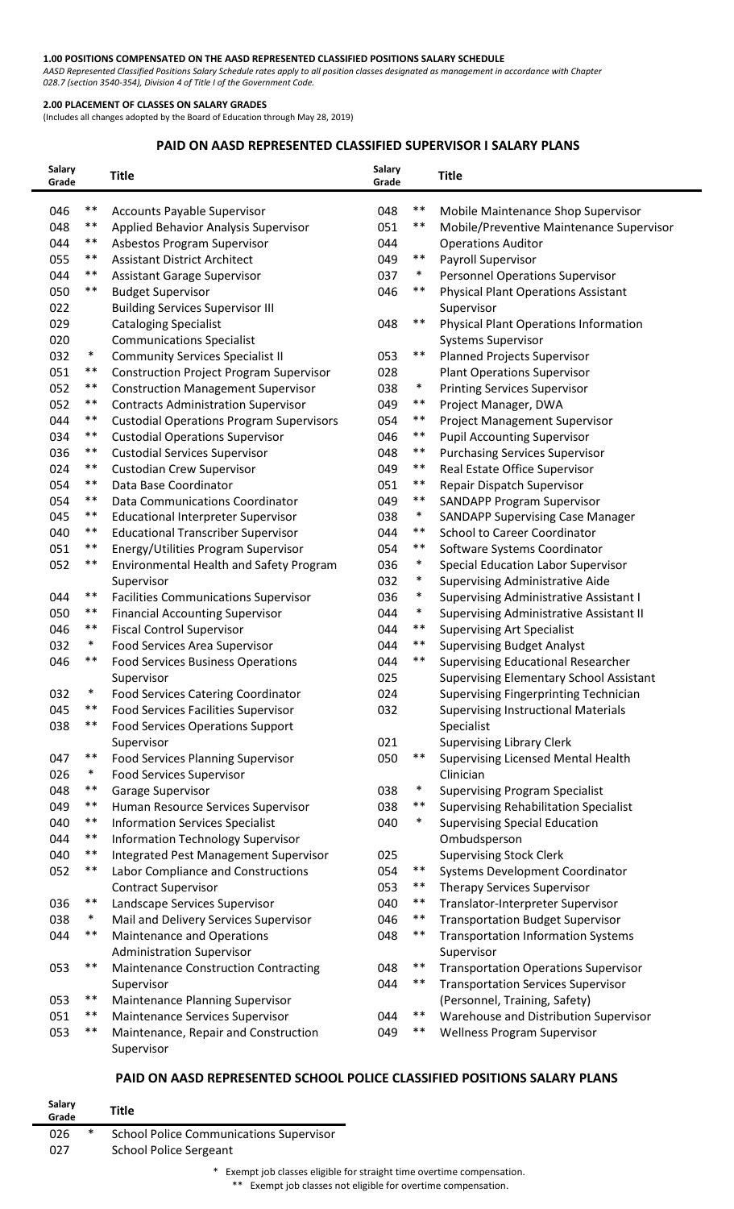**1.00 POSITIONS COMPENSATED ON THE AASD REPRESENTED CLASSIFIED POSITIONS SALARY SCHEDULE**

*AASD Represented Classified Positions Salary Schedule rates apply to all position classes designated as management in accordance with Chapter 028.7 (section 3540-354), Division 4 of Title I of the Government Code.*

**2.00 PLACEMENT OF CLASSES ON SALARY GRADES**

(Includes all changes adopted by the Board of Education through May 28, 2019)

## PAID ON AASD REPRESENTED CLASSIFIED SUPERVISOR I SALARY PLANS

| Salary Grade | | Title |
|---|---|---|
| 046 | ** | Accounts Payable Supervisor |
| 048 | ** | Applied Behavior Analysis Supervisor |
| 044 | ** | Asbestos Program Supervisor |
| 055 | ** | Assistant District Architect |
| 044 | ** | Assistant Garage Supervisor |
| 050 | ** | Budget Supervisor |
| 022 | | Building Services Supervisor III |
| 029 | | Cataloging Specialist |
| 020 | | Communications Specialist |
| 032 | * | Community Services Specialist II |
| 051 | ** | Construction Project Program Supervisor |
| 052 | ** | Construction Management Supervisor |
| 052 | ** | Contracts Administration Supervisor |
| 044 | ** | Custodial Operations Program Supervisors |
| 034 | ** | Custodial Operations Supervisor |
| 036 | ** | Custodial Services Supervisor |
| 024 | ** | Custodian Crew Supervisor |
| 054 | ** | Data Base Coordinator |
| 054 | ** | Data Communications Coordinator |
| 045 | ** | Educational Interpreter Supervisor |
| 040 | ** | Educational Transcriber Supervisor |
| 051 | ** | Energy/Utilities Program Supervisor |
| 052 | ** | Environmental Health and Safety Program Supervisor |
| 044 | ** | Facilities Communications Supervisor |
| 050 | ** | Financial Accounting Supervisor |
| 046 | ** | Fiscal Control Supervisor |
| 032 | * | Food Services Area Supervisor |
| 046 | ** | Food Services Business Operations Supervisor |
| 032 | * | Food Services Catering Coordinator |
| 045 | ** | Food Services Facilities Supervisor |
| 038 | ** | Food Services Operations Support Supervisor |
| 047 | ** | Food Services Planning Supervisor |
| 026 | * | Food Services Supervisor |
| 048 | ** | Garage Supervisor |
| 049 | ** | Human Resource Services Supervisor |
| 040 | ** | Information Services Specialist |
| 044 | ** | Information Technology Supervisor |
| 040 | ** | Integrated Pest Management Supervisor |
| 052 | ** | Labor Compliance and Constructions Contract Supervisor |
| 036 | ** | Landscape Services Supervisor |
| 038 | * | Mail and Delivery Services Supervisor |
| 044 | ** | Maintenance and Operations Administration Supervisor |
| 053 | ** | Maintenance Construction Contracting Supervisor |
| 053 | ** | Maintenance Planning Supervisor |
| 051 | ** | Maintenance Services Supervisor |
| 053 | ** | Maintenance, Repair and Construction Supervisor |
| 048 | ** | Mobile Maintenance Shop Supervisor |
| 051 | ** | Mobile/Preventive Maintenance Supervisor |
| 044 | | Operations Auditor |
| 049 | ** | Payroll Supervisor |
| 037 | * | Personnel Operations Supervisor |
| 046 | ** | Physical Plant Operations Assistant Supervisor |
| 048 | ** | Physical Plant Operations Information Systems Supervisor |
| 053 | ** | Planned Projects Supervisor |
| 028 | | Plant Operations Supervisor |
| 038 | * | Printing Services Supervisor |
| 049 | ** | Project Manager, DWA |
| 054 | ** | Project Management Supervisor |
| 046 | ** | Pupil Accounting Supervisor |
| 048 | ** | Purchasing Services Supervisor |
| 049 | ** | Real Estate Office Supervisor |
| 051 | ** | Repair Dispatch Supervisor |
| 049 | ** | SANDAPP Program Supervisor |
| 038 | * | SANDAPP Supervising Case Manager |
| 044 | ** | School to Career Coordinator |
| 054 | ** | Software Systems Coordinator |
| 036 | * | Special Education Labor Supervisor |
| 032 | * | Supervising Administrative Aide |
| 036 | * | Supervising Administrative Assistant I |
| 044 | * | Supervising Administrative Assistant II |
| 044 | ** | Supervising Art Specialist |
| 044 | ** | Supervising Budget Analyst |
| 044 | ** | Supervising Educational Researcher |
| 025 | | Supervising Elementary School Assistant |
| 024 | | Supervising Fingerprinting Technician |
| 032 | | Supervising Instructional Materials Specialist |
| 021 | | Supervising Library Clerk |
| 050 | ** | Supervising Licensed Mental Health Clinician |
| 038 | * | Supervising Program Specialist |
| 038 | ** | Supervising Rehabilitation Specialist |
| 040 | * | Supervising Special Education Ombudsperson |
| 025 | | Supervising Stock Clerk |
| 054 | ** | Systems Development Coordinator |
| 053 | ** | Therapy Services Supervisor |
| 040 | ** | Translator-Interpreter Supervisor |
| 046 | ** | Transportation Budget Supervisor |
| 048 | ** | Transportation Information Systems Supervisor |
| 048 | ** | Transportation Operations Supervisor |
| 044 | ** | Transportation Services Supervisor (Personnel, Training, Safety) |
| 044 | ** | Warehouse and Distribution Supervisor |
| 049 | ** | Wellness Program Supervisor |

## PAID ON AASD REPRESENTED SCHOOL POLICE CLASSIFIED POSITIONS SALARY PLANS

| Salary Grade | | Title |
|---|---|---|
| 026 | * | School Police Communications Supervisor |
| 027 | | School Police Sergeant |

\* Exempt job classes eligible for straight time overtime compensation.

** Exempt job classes not eligible for overtime compensation.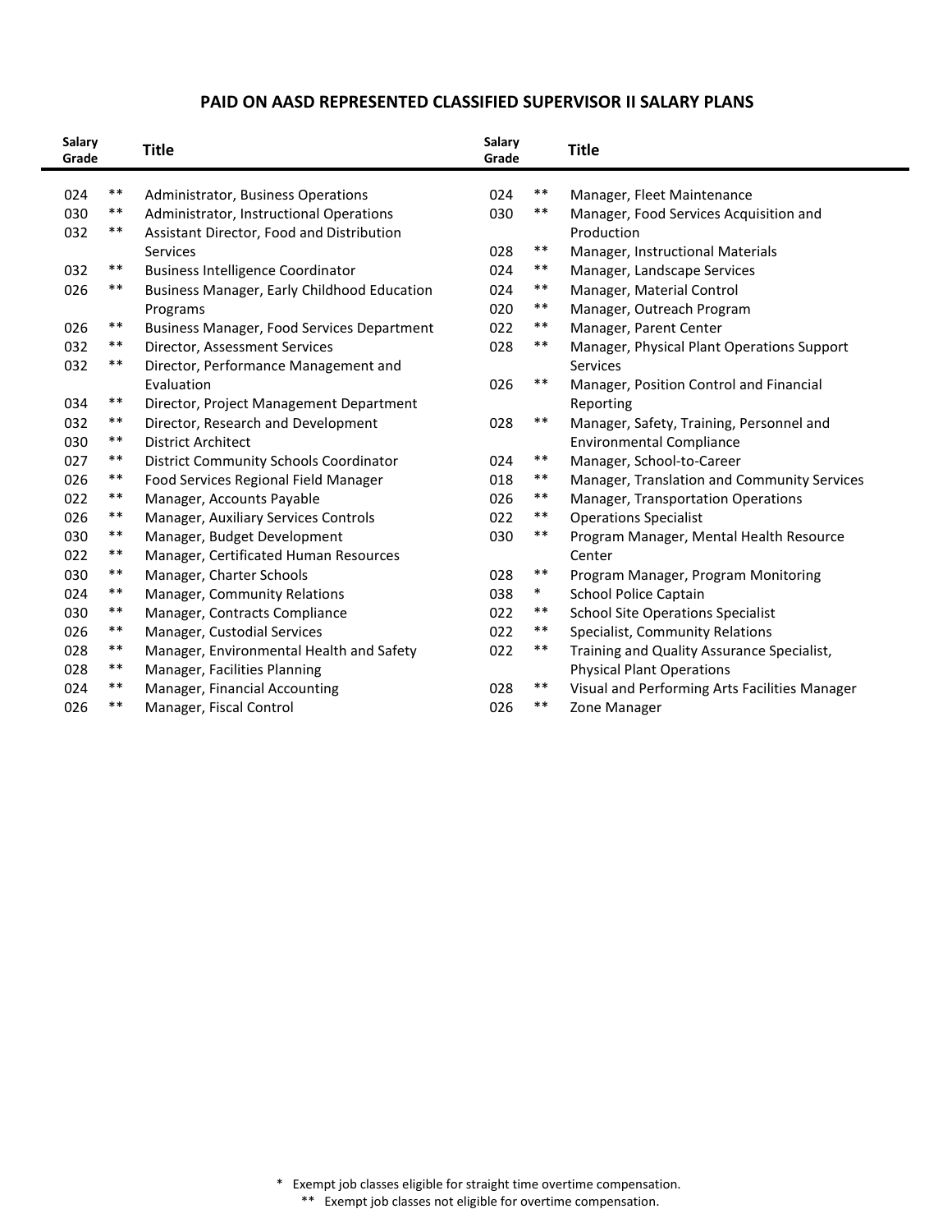## PAID ON AASD REPRESENTED CLASSIFIED SUPERVISOR II SALARY PLANS

| Salary Grade | | Title |
|---|---|---|
| 024 | ** | Administrator, Business Operations |
| 030 | ** | Administrator, Instructional Operations |
| 032 | ** | Assistant Director, Food and Distribution Services |
| 032 | ** | Business Intelligence Coordinator |
| 026 | ** | Business Manager, Early Childhood Education Programs |
| 026 | ** | Business Manager, Food Services Department |
| 032 | ** | Director, Assessment Services |
| 032 | ** | Director, Performance Management and Evaluation |
| 034 | ** | Director, Project Management Department |
| 032 | ** | Director, Research and Development |
| 030 | ** | District Architect |
| 027 | ** | District Community Schools Coordinator |
| 026 | ** | Food Services Regional Field Manager |
| 022 | ** | Manager, Accounts Payable |
| 026 | ** | Manager, Auxiliary Services Controls |
| 030 | ** | Manager, Budget Development |
| 022 | ** | Manager, Certificated Human Resources |
| 030 | ** | Manager, Charter Schools |
| 024 | ** | Manager, Community Relations |
| 030 | ** | Manager, Contracts Compliance |
| 026 | ** | Manager, Custodial Services |
| 028 | ** | Manager, Environmental Health and Safety |
| 028 | ** | Manager, Facilities Planning |
| 024 | ** | Manager, Financial Accounting |
| 026 | ** | Manager, Fiscal Control |
| 024 | ** | Manager, Fleet Maintenance |
| 030 | ** | Manager, Food Services Acquisition and Production |
| 028 | ** | Manager, Instructional Materials |
| 024 | ** | Manager, Landscape Services |
| 024 | ** | Manager, Material Control |
| 020 | ** | Manager, Outreach Program |
| 022 | ** | Manager, Parent Center |
| 028 | ** | Manager, Physical Plant Operations Support Services |
| 026 | ** | Manager, Position Control and Financial Reporting |
| 028 | ** | Manager, Safety, Training, Personnel and Environmental Compliance |
| 024 | ** | Manager, School-to-Career |
| 018 | ** | Manager, Translation and Community Services |
| 026 | ** | Manager, Transportation Operations |
| 022 | ** | Operations Specialist |
| 030 | ** | Program Manager, Mental Health Resource Center |
| 028 | ** | Program Manager, Program Monitoring |
| 038 | * | School Police Captain |
| 022 | ** | School Site Operations Specialist |
| 022 | ** | Specialist, Community Relations |
| 022 | ** | Training and Quality Assurance Specialist, Physical Plant Operations |
| 028 | ** | Visual and Performing Arts Facilities Manager |
| 026 | ** | Zone Manager |

* Exempt job classes eligible for straight time overtime compensation.

** Exempt job classes not eligible for overtime compensation.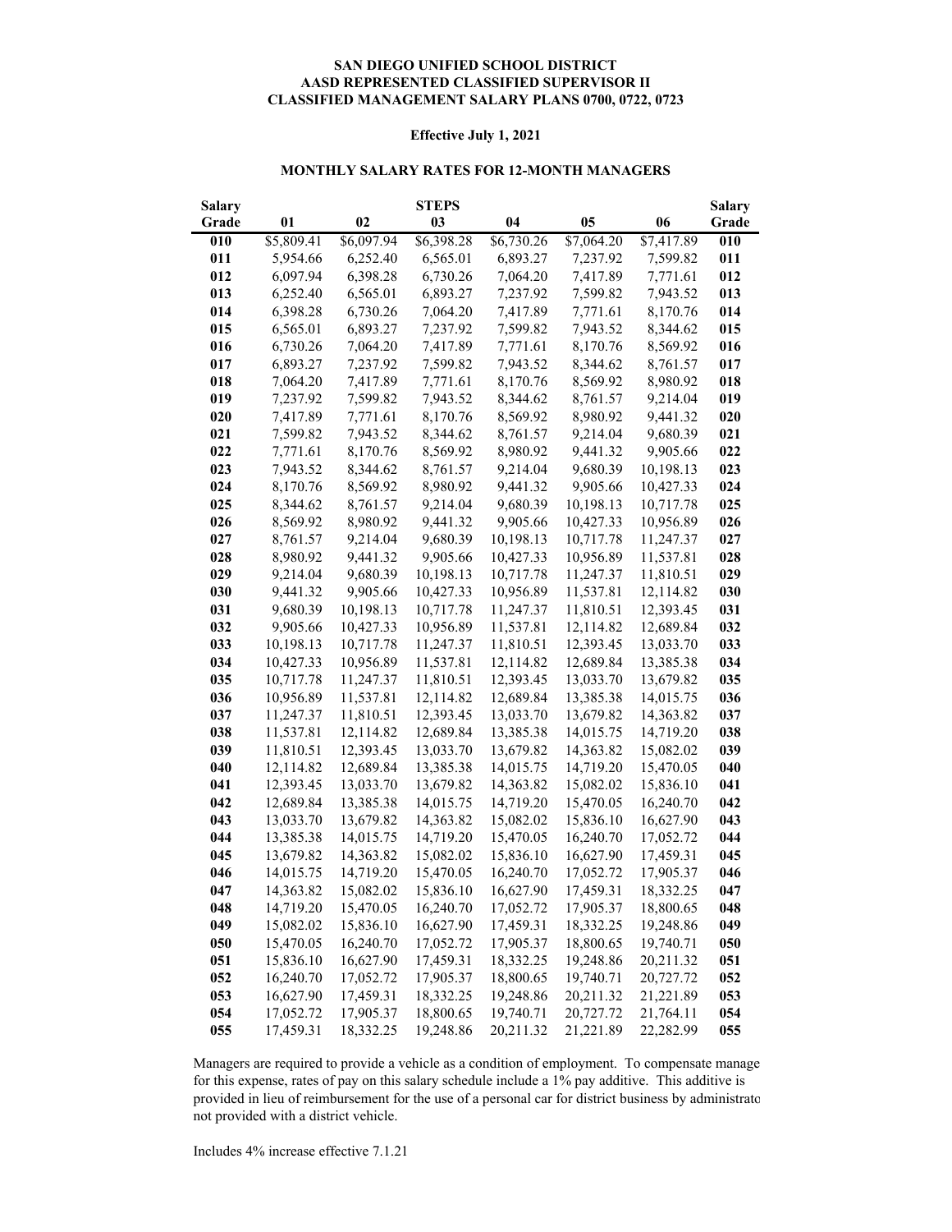**SAN DIEGO UNIFIED SCHOOL DISTRICT**
**AASD REPRESENTED CLASSIFIED SUPERVISOR II**
**CLASSIFIED MANAGEMENT SALARY PLANS 0700, 0722, 0723**

**Effective July 1, 2021**

**MONTHLY SALARY RATES FOR 12-MONTH MANAGERS**

| Salary Grade | 01 | 02 | STEPS 03 | 04 | 05 | 06 | Salary Grade |
|---|---|---|---|---|---|---|---|
| 010 | $5,809.41 | $6,097.94 | $6,398.28 | $6,730.26 | $7,064.20 | $7,417.89 | 010 |
| 011 | 5,954.66 | 6,252.40 | 6,565.01 | 6,893.27 | 7,237.92 | 7,599.82 | 011 |
| 012 | 6,097.94 | 6,398.28 | 6,730.26 | 7,064.20 | 7,417.89 | 7,771.61 | 012 |
| 013 | 6,252.40 | 6,565.01 | 6,893.27 | 7,237.92 | 7,599.82 | 7,943.52 | 013 |
| 014 | 6,398.28 | 6,730.26 | 7,064.20 | 7,417.89 | 7,771.61 | 8,170.76 | 014 |
| 015 | 6,565.01 | 6,893.27 | 7,237.92 | 7,599.82 | 7,943.52 | 8,344.62 | 015 |
| 016 | 6,730.26 | 7,064.20 | 7,417.89 | 7,771.61 | 8,170.76 | 8,569.92 | 016 |
| 017 | 6,893.27 | 7,237.92 | 7,599.82 | 7,943.52 | 8,344.62 | 8,761.57 | 017 |
| 018 | 7,064.20 | 7,417.89 | 7,771.61 | 8,170.76 | 8,569.92 | 8,980.92 | 018 |
| 019 | 7,237.92 | 7,599.82 | 7,943.52 | 8,344.62 | 8,761.57 | 9,214.04 | 019 |
| 020 | 7,417.89 | 7,771.61 | 8,170.76 | 8,569.92 | 8,980.92 | 9,441.32 | 020 |
| 021 | 7,599.82 | 7,943.52 | 8,344.62 | 8,761.57 | 9,214.04 | 9,680.39 | 021 |
| 022 | 7,771.61 | 8,170.76 | 8,569.92 | 8,980.92 | 9,441.32 | 9,905.66 | 022 |
| 023 | 7,943.52 | 8,344.62 | 8,761.57 | 9,214.04 | 9,680.39 | 10,198.13 | 023 |
| 024 | 8,170.76 | 8,569.92 | 8,980.92 | 9,441.32 | 9,905.66 | 10,427.33 | 024 |
| 025 | 8,344.62 | 8,761.57 | 9,214.04 | 9,680.39 | 10,198.13 | 10,717.78 | 025 |
| 026 | 8,569.92 | 8,980.92 | 9,441.32 | 9,905.66 | 10,427.33 | 10,956.89 | 026 |
| 027 | 8,761.57 | 9,214.04 | 9,680.39 | 10,198.13 | 10,717.78 | 11,247.37 | 027 |
| 028 | 8,980.92 | 9,441.32 | 9,905.66 | 10,427.33 | 10,956.89 | 11,537.81 | 028 |
| 029 | 9,214.04 | 9,680.39 | 10,198.13 | 10,717.78 | 11,247.37 | 11,810.51 | 029 |
| 030 | 9,441.32 | 9,905.66 | 10,427.33 | 10,956.89 | 11,537.81 | 12,114.82 | 030 |
| 031 | 9,680.39 | 10,198.13 | 10,717.78 | 11,247.37 | 11,810.51 | 12,393.45 | 031 |
| 032 | 9,905.66 | 10,427.33 | 10,956.89 | 11,537.81 | 12,114.82 | 12,689.84 | 032 |
| 033 | 10,198.13 | 10,717.78 | 11,247.37 | 11,810.51 | 12,393.45 | 13,033.70 | 033 |
| 034 | 10,427.33 | 10,956.89 | 11,537.81 | 12,114.82 | 12,689.84 | 13,385.38 | 034 |
| 035 | 10,717.78 | 11,247.37 | 11,810.51 | 12,393.45 | 13,033.70 | 13,679.82 | 035 |
| 036 | 10,956.89 | 11,537.81 | 12,114.82 | 12,689.84 | 13,385.38 | 14,015.75 | 036 |
| 037 | 11,247.37 | 11,810.51 | 12,393.45 | 13,033.70 | 13,679.82 | 14,363.82 | 037 |
| 038 | 11,537.81 | 12,114.82 | 12,689.84 | 13,385.38 | 14,015.75 | 14,719.20 | 038 |
| 039 | 11,810.51 | 12,393.45 | 13,033.70 | 13,679.82 | 14,363.82 | 15,082.02 | 039 |
| 040 | 12,114.82 | 12,689.84 | 13,385.38 | 14,015.75 | 14,719.20 | 15,470.05 | 040 |
| 041 | 12,393.45 | 13,033.70 | 13,679.82 | 14,363.82 | 15,082.02 | 15,836.10 | 041 |
| 042 | 12,689.84 | 13,385.38 | 14,015.75 | 14,719.20 | 15,470.05 | 16,240.70 | 042 |
| 043 | 13,033.70 | 13,679.82 | 14,363.82 | 15,082.02 | 15,836.10 | 16,627.90 | 043 |
| 044 | 13,385.38 | 14,015.75 | 14,719.20 | 15,470.05 | 16,240.70 | 17,052.72 | 044 |
| 045 | 13,679.82 | 14,363.82 | 15,082.02 | 15,836.10 | 16,627.90 | 17,459.31 | 045 |
| 046 | 14,015.75 | 14,719.20 | 15,470.05 | 16,240.70 | 17,052.72 | 17,905.37 | 046 |
| 047 | 14,363.82 | 15,082.02 | 15,836.10 | 16,627.90 | 17,459.31 | 18,332.25 | 047 |
| 048 | 14,719.20 | 15,470.05 | 16,240.70 | 17,052.72 | 17,905.37 | 18,800.65 | 048 |
| 049 | 15,082.02 | 15,836.10 | 16,627.90 | 17,459.31 | 18,332.25 | 19,248.86 | 049 |
| 050 | 15,470.05 | 16,240.70 | 17,052.72 | 17,905.37 | 18,800.65 | 19,740.71 | 050 |
| 051 | 15,836.10 | 16,627.90 | 17,459.31 | 18,332.25 | 19,248.86 | 20,211.32 | 051 |
| 052 | 16,240.70 | 17,052.72 | 17,905.37 | 18,800.65 | 19,740.71 | 20,727.72 | 052 |
| 053 | 16,627.90 | 17,459.31 | 18,332.25 | 19,248.86 | 20,211.32 | 21,221.89 | 053 |
| 054 | 17,052.72 | 17,905.37 | 18,800.65 | 19,740.71 | 20,727.72 | 21,764.11 | 054 |
| 055 | 17,459.31 | 18,332.25 | 19,248.86 | 20,211.32 | 21,221.89 | 22,282.99 | 055 |

Managers are required to provide a vehicle as a condition of employment. To compensate manage for this expense, rates of pay on this salary schedule include a 1% pay additive. This additive is provided in lieu of reimbursement for the use of a personal car for district business by administrato not provided with a district vehicle.

Includes 4% increase effective 7.1.21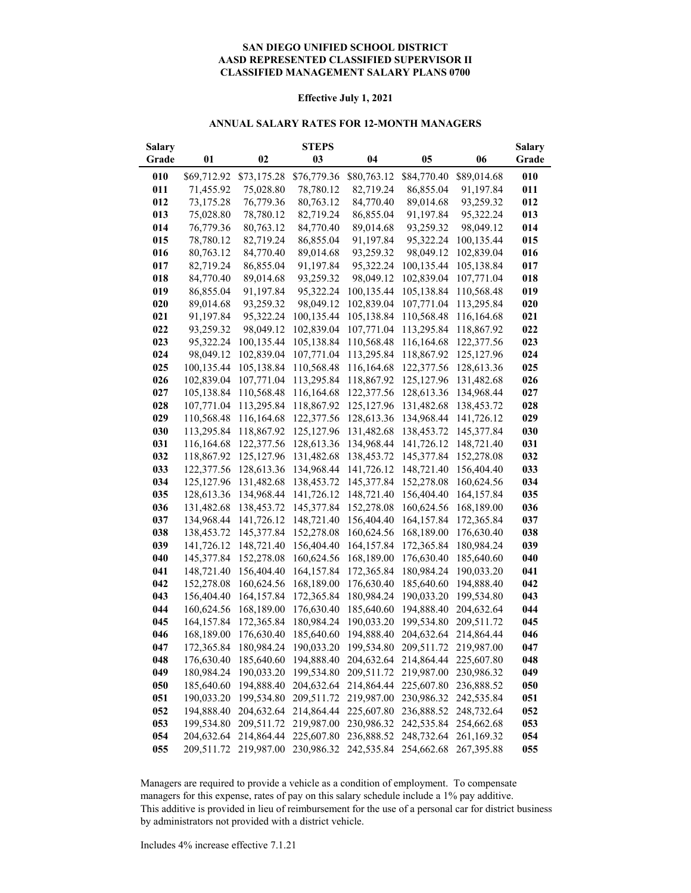**SAN DIEGO UNIFIED SCHOOL DISTRICT**
**AASD REPRESENTED CLASSIFIED SUPERVISOR II**
**CLASSIFIED MANAGEMENT SALARY PLANS 0700**

**Effective July 1, 2021**

**ANNUAL SALARY RATES FOR 12-MONTH MANAGERS**

| Salary Grade | STEPS 01 | 02 | 03 | 04 | 05 | 06 | Salary Grade |
|---|---|---|---|---|---|---|---|
| 010 | $69,712.92 | $73,175.28 | $76,779.36 | $80,763.12 | $84,770.40 | $89,014.68 | 010 |
| 011 | 71,455.92 | 75,028.80 | 78,780.12 | 82,719.24 | 86,855.04 | 91,197.84 | 011 |
| 012 | 73,175.28 | 76,779.36 | 80,763.12 | 84,770.40 | 89,014.68 | 93,259.32 | 012 |
| 013 | 75,028.80 | 78,780.12 | 82,719.24 | 86,855.04 | 91,197.84 | 95,322.24 | 013 |
| 014 | 76,779.36 | 80,763.12 | 84,770.40 | 89,014.68 | 93,259.32 | 98,049.12 | 014 |
| 015 | 78,780.12 | 82,719.24 | 86,855.04 | 91,197.84 | 95,322.24 | 100,135.44 | 015 |
| 016 | 80,763.12 | 84,770.40 | 89,014.68 | 93,259.32 | 98,049.12 | 102,839.04 | 016 |
| 017 | 82,719.24 | 86,855.04 | 91,197.84 | 95,322.24 | 100,135.44 | 105,138.84 | 017 |
| 018 | 84,770.40 | 89,014.68 | 93,259.32 | 98,049.12 | 102,839.04 | 107,771.04 | 018 |
| 019 | 86,855.04 | 91,197.84 | 95,322.24 | 100,135.44 | 105,138.84 | 110,568.48 | 019 |
| 020 | 89,014.68 | 93,259.32 | 98,049.12 | 102,839.04 | 107,771.04 | 113,295.84 | 020 |
| 021 | 91,197.84 | 95,322.24 | 100,135.44 | 105,138.84 | 110,568.48 | 116,164.68 | 021 |
| 022 | 93,259.32 | 98,049.12 | 102,839.04 | 107,771.04 | 113,295.84 | 118,867.92 | 022 |
| 023 | 95,322.24 | 100,135.44 | 105,138.84 | 110,568.48 | 116,164.68 | 122,377.56 | 023 |
| 024 | 98,049.12 | 102,839.04 | 107,771.04 | 113,295.84 | 118,867.92 | 125,127.96 | 024 |
| 025 | 100,135.44 | 105,138.84 | 110,568.48 | 116,164.68 | 122,377.56 | 128,613.36 | 025 |
| 026 | 102,839.04 | 107,771.04 | 113,295.84 | 118,867.92 | 125,127.96 | 131,482.68 | 026 |
| 027 | 105,138.84 | 110,568.48 | 116,164.68 | 122,377.56 | 128,613.36 | 134,968.44 | 027 |
| 028 | 107,771.04 | 113,295.84 | 118,867.92 | 125,127.96 | 131,482.68 | 138,453.72 | 028 |
| 029 | 110,568.48 | 116,164.68 | 122,377.56 | 128,613.36 | 134,968.44 | 141,726.12 | 029 |
| 030 | 113,295.84 | 118,867.92 | 125,127.96 | 131,482.68 | 138,453.72 | 145,377.84 | 030 |
| 031 | 116,164.68 | 122,377.56 | 128,613.36 | 134,968.44 | 141,726.12 | 148,721.40 | 031 |
| 032 | 118,867.92 | 125,127.96 | 131,482.68 | 138,453.72 | 145,377.84 | 152,278.08 | 032 |
| 033 | 122,377.56 | 128,613.36 | 134,968.44 | 141,726.12 | 148,721.40 | 156,404.40 | 033 |
| 034 | 125,127.96 | 131,482.68 | 138,453.72 | 145,377.84 | 152,278.08 | 160,624.56 | 034 |
| 035 | 128,613.36 | 134,968.44 | 141,726.12 | 148,721.40 | 156,404.40 | 164,157.84 | 035 |
| 036 | 131,482.68 | 138,453.72 | 145,377.84 | 152,278.08 | 160,624.56 | 168,189.00 | 036 |
| 037 | 134,968.44 | 141,726.12 | 148,721.40 | 156,404.40 | 164,157.84 | 172,365.84 | 037 |
| 038 | 138,453.72 | 145,377.84 | 152,278.08 | 160,624.56 | 168,189.00 | 176,630.40 | 038 |
| 039 | 141,726.12 | 148,721.40 | 156,404.40 | 164,157.84 | 172,365.84 | 180,984.24 | 039 |
| 040 | 145,377.84 | 152,278.08 | 160,624.56 | 168,189.00 | 176,630.40 | 185,640.60 | 040 |
| 041 | 148,721.40 | 156,404.40 | 164,157.84 | 172,365.84 | 180,984.24 | 190,033.20 | 041 |
| 042 | 152,278.08 | 160,624.56 | 168,189.00 | 176,630.40 | 185,640.60 | 194,888.40 | 042 |
| 043 | 156,404.40 | 164,157.84 | 172,365.84 | 180,984.24 | 190,033.20 | 199,534.80 | 043 |
| 044 | 160,624.56 | 168,189.00 | 176,630.40 | 185,640.60 | 194,888.40 | 204,632.64 | 044 |
| 045 | 164,157.84 | 172,365.84 | 180,984.24 | 190,033.20 | 199,534.80 | 209,511.72 | 045 |
| 046 | 168,189.00 | 176,630.40 | 185,640.60 | 194,888.40 | 204,632.64 | 214,864.44 | 046 |
| 047 | 172,365.84 | 180,984.24 | 190,033.20 | 199,534.80 | 209,511.72 | 219,987.00 | 047 |
| 048 | 176,630.40 | 185,640.60 | 194,888.40 | 204,632.64 | 214,864.44 | 225,607.80 | 048 |
| 049 | 180,984.24 | 190,033.20 | 199,534.80 | 209,511.72 | 219,987.00 | 230,986.32 | 049 |
| 050 | 185,640.60 | 194,888.40 | 204,632.64 | 214,864.44 | 225,607.80 | 236,888.52 | 050 |
| 051 | 190,033.20 | 199,534.80 | 209,511.72 | 219,987.00 | 230,986.32 | 242,535.84 | 051 |
| 052 | 194,888.40 | 204,632.64 | 214,864.44 | 225,607.80 | 236,888.52 | 248,732.64 | 052 |
| 053 | 199,534.80 | 209,511.72 | 219,987.00 | 230,986.32 | 242,535.84 | 254,662.68 | 053 |
| 054 | 204,632.64 | 214,864.44 | 225,607.80 | 236,888.52 | 248,732.64 | 261,169.32 | 054 |
| 055 | 209,511.72 | 219,987.00 | 230,986.32 | 242,535.84 | 254,662.68 | 267,395.88 | 055 |

Managers are required to provide a vehicle as a condition of employment. To compensate managers for this expense, rates of pay on this salary schedule include a 1% pay additive. This additive is provided in lieu of reimbursement for the use of a personal car for district business by administrators not provided with a district vehicle.

Includes 4% increase effective 7.1.21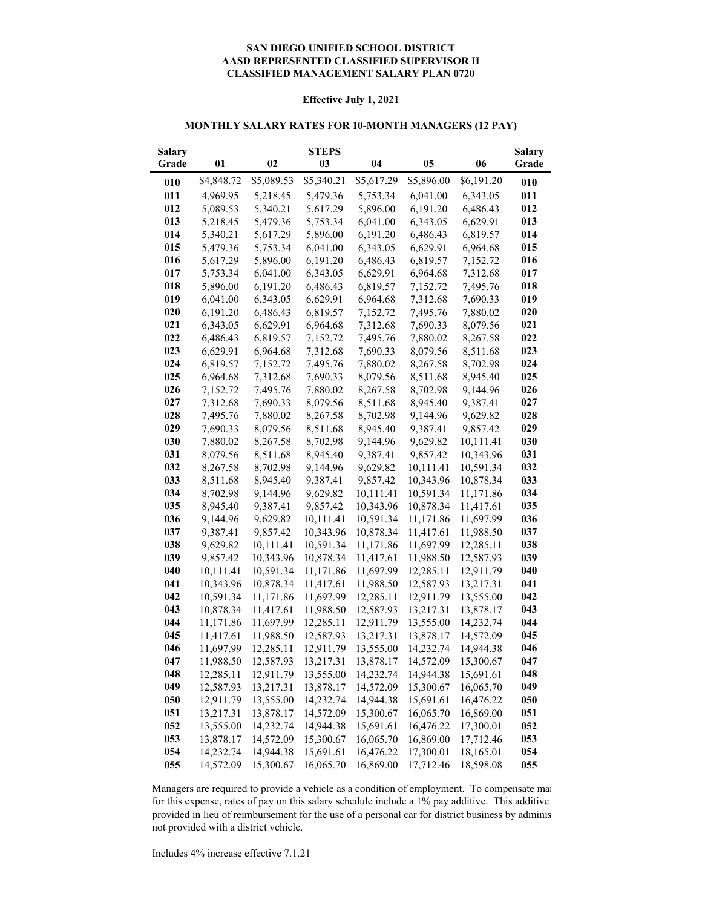**SAN DIEGO UNIFIED SCHOOL DISTRICT**
**AASD REPRESENTED CLASSIFIED SUPERVISOR II**
**CLASSIFIED MANAGEMENT SALARY PLAN 0720**

**Effective July 1, 2021**

**MONTHLY SALARY RATES FOR 10-MONTH MANAGERS (12 PAY)**

| Salary Grade | 01 | 02 | STEPS 03 | 04 | 05 | 06 | Salary Grade |
|---|---|---|---|---|---|---|---|
| 010 | $4,848.72 | $5,089.53 | $5,340.21 | $5,617.29 | $5,896.00 | $6,191.20 | 010 |
| 011 | 4,969.95 | 5,218.45 | 5,479.36 | 5,753.34 | 6,041.00 | 6,343.05 | 011 |
| 012 | 5,089.53 | 5,340.21 | 5,617.29 | 5,896.00 | 6,191.20 | 6,486.43 | 012 |
| 013 | 5,218.45 | 5,479.36 | 5,753.34 | 6,041.00 | 6,343.05 | 6,629.91 | 013 |
| 014 | 5,340.21 | 5,617.29 | 5,896.00 | 6,191.20 | 6,486.43 | 6,819.57 | 014 |
| 015 | 5,479.36 | 5,753.34 | 6,041.00 | 6,343.05 | 6,629.91 | 6,964.68 | 015 |
| 016 | 5,617.29 | 5,896.00 | 6,191.20 | 6,486.43 | 6,819.57 | 7,152.72 | 016 |
| 017 | 5,753.34 | 6,041.00 | 6,343.05 | 6,629.91 | 6,964.68 | 7,312.68 | 017 |
| 018 | 5,896.00 | 6,191.20 | 6,486.43 | 6,819.57 | 7,152.72 | 7,495.76 | 018 |
| 019 | 6,041.00 | 6,343.05 | 6,629.91 | 6,964.68 | 7,312.68 | 7,690.33 | 019 |
| 020 | 6,191.20 | 6,486.43 | 6,819.57 | 7,152.72 | 7,495.76 | 7,880.02 | 020 |
| 021 | 6,343.05 | 6,629.91 | 6,964.68 | 7,312.68 | 7,690.33 | 8,079.56 | 021 |
| 022 | 6,486.43 | 6,819.57 | 7,152.72 | 7,495.76 | 7,880.02 | 8,267.58 | 022 |
| 023 | 6,629.91 | 6,964.68 | 7,312.68 | 7,690.33 | 8,079.56 | 8,511.68 | 023 |
| 024 | 6,819.57 | 7,152.72 | 7,495.76 | 7,880.02 | 8,267.58 | 8,702.98 | 024 |
| 025 | 6,964.68 | 7,312.68 | 7,690.33 | 8,079.56 | 8,511.68 | 8,945.40 | 025 |
| 026 | 7,152.72 | 7,495.76 | 7,880.02 | 8,267.58 | 8,702.98 | 9,144.96 | 026 |
| 027 | 7,312.68 | 7,690.33 | 8,079.56 | 8,511.68 | 8,945.40 | 9,387.41 | 027 |
| 028 | 7,495.76 | 7,880.02 | 8,267.58 | 8,702.98 | 9,144.96 | 9,629.82 | 028 |
| 029 | 7,690.33 | 8,079.56 | 8,511.68 | 8,945.40 | 9,387.41 | 9,857.42 | 029 |
| 030 | 7,880.02 | 8,267.58 | 8,702.98 | 9,144.96 | 9,629.82 | 10,111.41 | 030 |
| 031 | 8,079.56 | 8,511.68 | 8,945.40 | 9,387.41 | 9,857.42 | 10,343.96 | 031 |
| 032 | 8,267.58 | 8,702.98 | 9,144.96 | 9,629.82 | 10,111.41 | 10,591.34 | 032 |
| 033 | 8,511.68 | 8,945.40 | 9,387.41 | 9,857.42 | 10,343.96 | 10,878.34 | 033 |
| 034 | 8,702.98 | 9,144.96 | 9,629.82 | 10,111.41 | 10,591.34 | 11,171.86 | 034 |
| 035 | 8,945.40 | 9,387.41 | 9,857.42 | 10,343.96 | 10,878.34 | 11,417.61 | 035 |
| 036 | 9,144.96 | 9,629.82 | 10,111.41 | 10,591.34 | 11,171.86 | 11,697.99 | 036 |
| 037 | 9,387.41 | 9,857.42 | 10,343.96 | 10,878.34 | 11,417.61 | 11,988.50 | 037 |
| 038 | 9,629.82 | 10,111.41 | 10,591.34 | 11,171.86 | 11,697.99 | 12,285.11 | 038 |
| 039 | 9,857.42 | 10,343.96 | 10,878.34 | 11,417.61 | 11,988.50 | 12,587.93 | 039 |
| 040 | 10,111.41 | 10,591.34 | 11,171.86 | 11,697.99 | 12,285.11 | 12,911.79 | 040 |
| 041 | 10,343.96 | 10,878.34 | 11,417.61 | 11,988.50 | 12,587.93 | 13,217.31 | 041 |
| 042 | 10,591.34 | 11,171.86 | 11,697.99 | 12,285.11 | 12,911.79 | 13,555.00 | 042 |
| 043 | 10,878.34 | 11,417.61 | 11,988.50 | 12,587.93 | 13,217.31 | 13,878.17 | 043 |
| 044 | 11,171.86 | 11,697.99 | 12,285.11 | 12,911.79 | 13,555.00 | 14,232.74 | 044 |
| 045 | 11,417.61 | 11,988.50 | 12,587.93 | 13,217.31 | 13,878.17 | 14,572.09 | 045 |
| 046 | 11,697.99 | 12,285.11 | 12,911.79 | 13,555.00 | 14,232.74 | 14,944.38 | 046 |
| 047 | 11,988.50 | 12,587.93 | 13,217.31 | 13,878.17 | 14,572.09 | 15,300.67 | 047 |
| 048 | 12,285.11 | 12,911.79 | 13,555.00 | 14,232.74 | 14,944.38 | 15,691.61 | 048 |
| 049 | 12,587.93 | 13,217.31 | 13,878.17 | 14,572.09 | 15,300.67 | 16,065.70 | 049 |
| 050 | 12,911.79 | 13,555.00 | 14,232.74 | 14,944.38 | 15,691.61 | 16,476.22 | 050 |
| 051 | 13,217.31 | 13,878.17 | 14,572.09 | 15,300.67 | 16,065.70 | 16,869.00 | 051 |
| 052 | 13,555.00 | 14,232.74 | 14,944.38 | 15,691.61 | 16,476.22 | 17,300.01 | 052 |
| 053 | 13,878.17 | 14,572.09 | 15,300.67 | 16,065.70 | 16,869.00 | 17,712.46 | 053 |
| 054 | 14,232.74 | 14,944.38 | 15,691.61 | 16,476.22 | 17,300.01 | 18,165.01 | 054 |
| 055 | 14,572.09 | 15,300.67 | 16,065.70 | 16,869.00 | 17,712.46 | 18,598.08 | 055 |

Managers are required to provide a vehicle as a condition of employment. To compensate mai for this expense, rates of pay on this salary schedule include a 1% pay additive. This additive provided in lieu of reimbursement for the use of a personal car for district business by adminis not provided with a district vehicle.

Includes 4% increase effective 7.1.21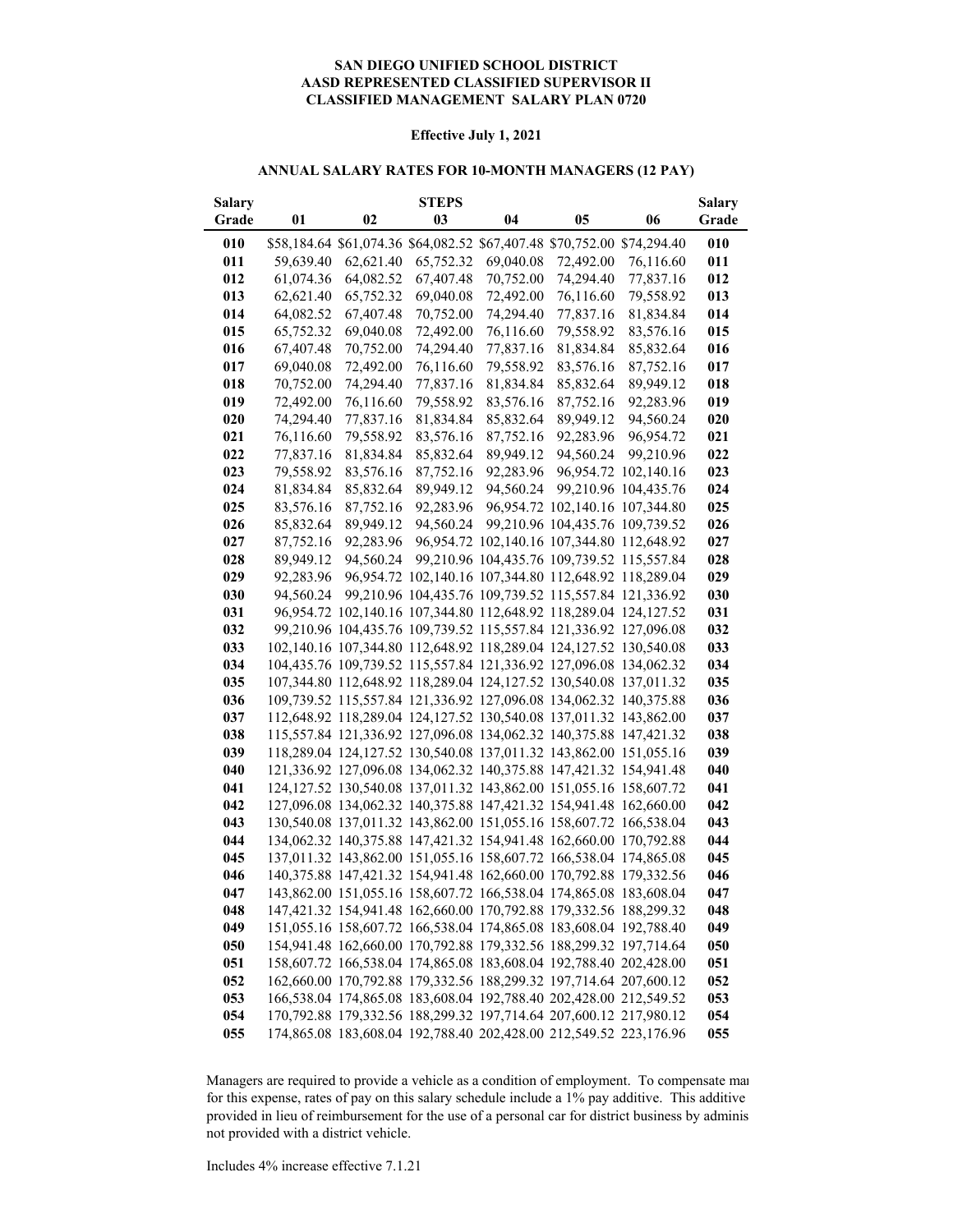**SAN DIEGO UNIFIED SCHOOL DISTRICT**
**AASD REPRESENTED CLASSIFIED SUPERVISOR II**
**CLASSIFIED MANAGEMENT SALARY PLAN 0720**

**Effective July 1, 2021**

**ANNUAL SALARY RATES FOR 10-MONTH MANAGERS (12 PAY)**

| Salary Grade | STEPS 01 | 02 | 03 | 04 | 05 | 06 | Salary Grade |
|---|---|---|---|---|---|---|---|
| **010** | $58,184.64 | $61,074.36 | $64,082.52 | $67,407.48 | $70,752.00 | $74,294.40 | **010** |
| **011** | 59,639.40 | 62,621.40 | 65,752.32 | 69,040.08 | 72,492.00 | 76,116.60 | **011** |
| **012** | 61,074.36 | 64,082.52 | 67,407.48 | 70,752.00 | 74,294.40 | 77,837.16 | **012** |
| **013** | 62,621.40 | 65,752.32 | 69,040.08 | 72,492.00 | 76,116.60 | 79,558.92 | **013** |
| **014** | 64,082.52 | 67,407.48 | 70,752.00 | 74,294.40 | 77,837.16 | 81,834.84 | **014** |
| **015** | 65,752.32 | 69,040.08 | 72,492.00 | 76,116.60 | 79,558.92 | 83,576.16 | **015** |
| **016** | 67,407.48 | 70,752.00 | 74,294.40 | 77,837.16 | 81,834.84 | 85,832.64 | **016** |
| **017** | 69,040.08 | 72,492.00 | 76,116.60 | 79,558.92 | 83,576.16 | 87,752.16 | **017** |
| **018** | 70,752.00 | 74,294.40 | 77,837.16 | 81,834.84 | 85,832.64 | 89,949.12 | **018** |
| **019** | 72,492.00 | 76,116.60 | 79,558.92 | 83,576.16 | 87,752.16 | 92,283.96 | **019** |
| **020** | 74,294.40 | 77,837.16 | 81,834.84 | 85,832.64 | 89,949.12 | 94,560.24 | **020** |
| **021** | 76,116.60 | 79,558.92 | 83,576.16 | 87,752.16 | 92,283.96 | 96,954.72 | **021** |
| **022** | 77,837.16 | 81,834.84 | 85,832.64 | 89,949.12 | 94,560.24 | 99,210.96 | **022** |
| **023** | 79,558.92 | 83,576.16 | 87,752.16 | 92,283.96 | 96,954.72 | 102,140.16 | **023** |
| **024** | 81,834.84 | 85,832.64 | 89,949.12 | 94,560.24 | 99,210.96 | 104,435.76 | **024** |
| **025** | 83,576.16 | 87,752.16 | 92,283.96 | 96,954.72 | 102,140.16 | 107,344.80 | **025** |
| **026** | 85,832.64 | 89,949.12 | 94,560.24 | 99,210.96 | 104,435.76 | 109,739.52 | **026** |
| **027** | 87,752.16 | 92,283.96 | 96,954.72 | 102,140.16 | 107,344.80 | 112,648.92 | **027** |
| **028** | 89,949.12 | 94,560.24 | 99,210.96 | 104,435.76 | 109,739.52 | 115,557.84 | **028** |
| **029** | 92,283.96 | 96,954.72 | 102,140.16 | 107,344.80 | 112,648.92 | 118,289.04 | **029** |
| **030** | 94,560.24 | 99,210.96 | 104,435.76 | 109,739.52 | 115,557.84 | 121,336.92 | **030** |
| **031** | 96,954.72 | 102,140.16 | 107,344.80 | 112,648.92 | 118,289.04 | 124,127.52 | **031** |
| **032** | 99,210.96 | 104,435.76 | 109,739.52 | 115,557.84 | 121,336.92 | 127,096.08 | **032** |
| **033** | 102,140.16 | 107,344.80 | 112,648.92 | 118,289.04 | 124,127.52 | 130,540.08 | **033** |
| **034** | 104,435.76 | 109,739.52 | 115,557.84 | 121,336.92 | 127,096.08 | 134,062.32 | **034** |
| **035** | 107,344.80 | 112,648.92 | 118,289.04 | 124,127.52 | 130,540.08 | 137,011.32 | **035** |
| **036** | 109,739.52 | 115,557.84 | 121,336.92 | 127,096.08 | 134,062.32 | 140,375.88 | **036** |
| **037** | 112,648.92 | 118,289.04 | 124,127.52 | 130,540.08 | 137,011.32 | 143,862.00 | **037** |
| **038** | 115,557.84 | 121,336.92 | 127,096.08 | 134,062.32 | 140,375.88 | 147,421.32 | **038** |
| **039** | 118,289.04 | 124,127.52 | 130,540.08 | 137,011.32 | 143,862.00 | 151,055.16 | **039** |
| **040** | 121,336.92 | 127,096.08 | 134,062.32 | 140,375.88 | 147,421.32 | 154,941.48 | **040** |
| **041** | 124,127.52 | 130,540.08 | 137,011.32 | 143,862.00 | 151,055.16 | 158,607.72 | **041** |
| **042** | 127,096.08 | 134,062.32 | 140,375.88 | 147,421.32 | 154,941.48 | 162,660.00 | **042** |
| **043** | 130,540.08 | 137,011.32 | 143,862.00 | 151,055.16 | 158,607.72 | 166,538.04 | **043** |
| **044** | 134,062.32 | 140,375.88 | 147,421.32 | 154,941.48 | 162,660.00 | 170,792.88 | **044** |
| **045** | 137,011.32 | 143,862.00 | 151,055.16 | 158,607.72 | 166,538.04 | 174,865.08 | **045** |
| **046** | 140,375.88 | 147,421.32 | 154,941.48 | 162,660.00 | 170,792.88 | 179,332.56 | **046** |
| **047** | 143,862.00 | 151,055.16 | 158,607.72 | 166,538.04 | 174,865.08 | 183,608.04 | **047** |
| **048** | 147,421.32 | 154,941.48 | 162,660.00 | 170,792.88 | 179,332.56 | 188,299.32 | **048** |
| **049** | 151,055.16 | 158,607.72 | 166,538.04 | 174,865.08 | 183,608.04 | 192,788.40 | **049** |
| **050** | 154,941.48 | 162,660.00 | 170,792.88 | 179,332.56 | 188,299.32 | 197,714.64 | **050** |
| **051** | 158,607.72 | 166,538.04 | 174,865.08 | 183,608.04 | 192,788.40 | 202,428.00 | **051** |
| **052** | 162,660.00 | 170,792.88 | 179,332.56 | 188,299.32 | 197,714.64 | 207,600.12 | **052** |
| **053** | 166,538.04 | 174,865.08 | 183,608.04 | 192,788.40 | 202,428.00 | 212,549.52 | **053** |
| **054** | 170,792.88 | 179,332.56 | 188,299.32 | 197,714.64 | 207,600.12 | 217,980.12 | **054** |
| **055** | 174,865.08 | 183,608.04 | 192,788.40 | 202,428.00 | 212,549.52 | 223,176.96 | **055** |

Managers are required to provide a vehicle as a condition of employment. To compensate mai for this expense, rates of pay on this salary schedule include a 1% pay additive. This additive provided in lieu of reimbursement for the use of a personal car for district business by adminis not provided with a district vehicle.

Includes 4% increase effective 7.1.21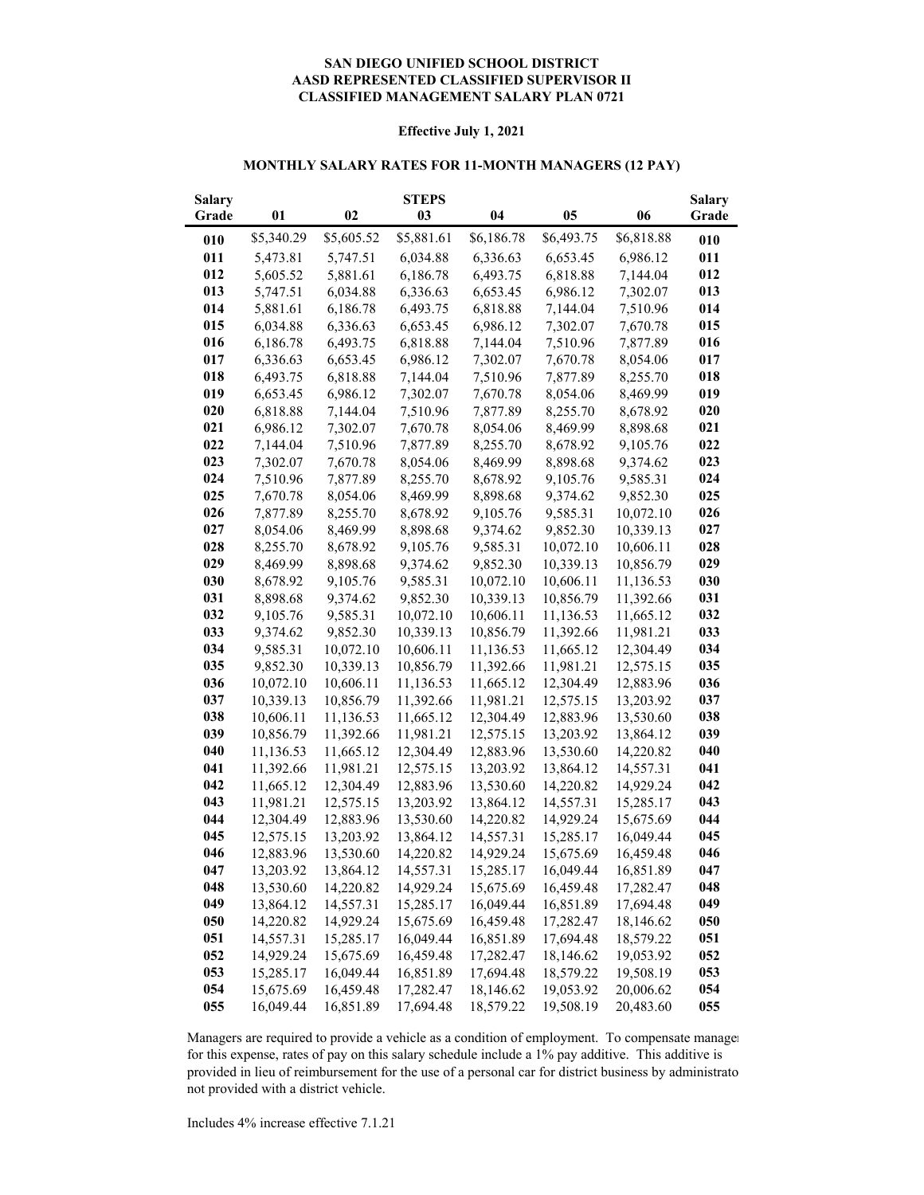**SAN DIEGO UNIFIED SCHOOL DISTRICT**
**AASD REPRESENTED CLASSIFIED SUPERVISOR II**
**CLASSIFIED MANAGEMENT SALARY PLAN 0721**

**Effective July 1, 2021**

**MONTHLY SALARY RATES FOR 11-MONTH MANAGERS (12 PAY)**

| Salary Grade | 01 | 02 | STEPS 03 | 04 | 05 | 06 | Salary Grade |
|---|---|---|---|---|---|---|---|
| 010 | $5,340.29 | $5,605.52 | $5,881.61 | $6,186.78 | $6,493.75 | $6,818.88 | 010 |
| 011 | 5,473.81 | 5,747.51 | 6,034.88 | 6,336.63 | 6,653.45 | 6,986.12 | 011 |
| 012 | 5,605.52 | 5,881.61 | 6,186.78 | 6,493.75 | 6,818.88 | 7,144.04 | 012 |
| 013 | 5,747.51 | 6,034.88 | 6,336.63 | 6,653.45 | 6,986.12 | 7,302.07 | 013 |
| 014 | 5,881.61 | 6,186.78 | 6,493.75 | 6,818.88 | 7,144.04 | 7,510.96 | 014 |
| 015 | 6,034.88 | 6,336.63 | 6,653.45 | 6,986.12 | 7,302.07 | 7,670.78 | 015 |
| 016 | 6,186.78 | 6,493.75 | 6,818.88 | 7,144.04 | 7,510.96 | 7,877.89 | 016 |
| 017 | 6,336.63 | 6,653.45 | 6,986.12 | 7,302.07 | 7,670.78 | 8,054.06 | 017 |
| 018 | 6,493.75 | 6,818.88 | 7,144.04 | 7,510.96 | 7,877.89 | 8,255.70 | 018 |
| 019 | 6,653.45 | 6,986.12 | 7,302.07 | 7,670.78 | 8,054.06 | 8,469.99 | 019 |
| 020 | 6,818.88 | 7,144.04 | 7,510.96 | 7,877.89 | 8,255.70 | 8,678.92 | 020 |
| 021 | 6,986.12 | 7,302.07 | 7,670.78 | 8,054.06 | 8,469.99 | 8,898.68 | 021 |
| 022 | 7,144.04 | 7,510.96 | 7,877.89 | 8,255.70 | 8,678.92 | 9,105.76 | 022 |
| 023 | 7,302.07 | 7,670.78 | 8,054.06 | 8,469.99 | 8,898.68 | 9,374.62 | 023 |
| 024 | 7,510.96 | 7,877.89 | 8,255.70 | 8,678.92 | 9,105.76 | 9,585.31 | 024 |
| 025 | 7,670.78 | 8,054.06 | 8,469.99 | 8,898.68 | 9,374.62 | 9,852.30 | 025 |
| 026 | 7,877.89 | 8,255.70 | 8,678.92 | 9,105.76 | 9,585.31 | 10,072.10 | 026 |
| 027 | 8,054.06 | 8,469.99 | 8,898.68 | 9,374.62 | 9,852.30 | 10,339.13 | 027 |
| 028 | 8,255.70 | 8,678.92 | 9,105.76 | 9,585.31 | 10,072.10 | 10,606.11 | 028 |
| 029 | 8,469.99 | 8,898.68 | 9,374.62 | 9,852.30 | 10,339.13 | 10,856.79 | 029 |
| 030 | 8,678.92 | 9,105.76 | 9,585.31 | 10,072.10 | 10,606.11 | 11,136.53 | 030 |
| 031 | 8,898.68 | 9,374.62 | 9,852.30 | 10,339.13 | 10,856.79 | 11,392.66 | 031 |
| 032 | 9,105.76 | 9,585.31 | 10,072.10 | 10,606.11 | 11,136.53 | 11,665.12 | 032 |
| 033 | 9,374.62 | 9,852.30 | 10,339.13 | 10,856.79 | 11,392.66 | 11,981.21 | 033 |
| 034 | 9,585.31 | 10,072.10 | 10,606.11 | 11,136.53 | 11,665.12 | 12,304.49 | 034 |
| 035 | 9,852.30 | 10,339.13 | 10,856.79 | 11,392.66 | 11,981.21 | 12,575.15 | 035 |
| 036 | 10,072.10 | 10,606.11 | 11,136.53 | 11,665.12 | 12,304.49 | 12,883.96 | 036 |
| 037 | 10,339.13 | 10,856.79 | 11,392.66 | 11,981.21 | 12,575.15 | 13,203.92 | 037 |
| 038 | 10,606.11 | 11,136.53 | 11,665.12 | 12,304.49 | 12,883.96 | 13,530.60 | 038 |
| 039 | 10,856.79 | 11,392.66 | 11,981.21 | 12,575.15 | 13,203.92 | 13,864.12 | 039 |
| 040 | 11,136.53 | 11,665.12 | 12,304.49 | 12,883.96 | 13,530.60 | 14,220.82 | 040 |
| 041 | 11,392.66 | 11,981.21 | 12,575.15 | 13,203.92 | 13,864.12 | 14,557.31 | 041 |
| 042 | 11,665.12 | 12,304.49 | 12,883.96 | 13,530.60 | 14,220.82 | 14,929.24 | 042 |
| 043 | 11,981.21 | 12,575.15 | 13,203.92 | 13,864.12 | 14,557.31 | 15,285.17 | 043 |
| 044 | 12,304.49 | 12,883.96 | 13,530.60 | 14,220.82 | 14,929.24 | 15,675.69 | 044 |
| 045 | 12,575.15 | 13,203.92 | 13,864.12 | 14,557.31 | 15,285.17 | 16,049.44 | 045 |
| 046 | 12,883.96 | 13,530.60 | 14,220.82 | 14,929.24 | 15,675.69 | 16,459.48 | 046 |
| 047 | 13,203.92 | 13,864.12 | 14,557.31 | 15,285.17 | 16,049.44 | 16,851.89 | 047 |
| 048 | 13,530.60 | 14,220.82 | 14,929.24 | 15,675.69 | 16,459.48 | 17,282.47 | 048 |
| 049 | 13,864.12 | 14,557.31 | 15,285.17 | 16,049.44 | 16,851.89 | 17,694.48 | 049 |
| 050 | 14,220.82 | 14,929.24 | 15,675.69 | 16,459.48 | 17,282.47 | 18,146.62 | 050 |
| 051 | 14,557.31 | 15,285.17 | 16,049.44 | 16,851.89 | 17,694.48 | 18,579.22 | 051 |
| 052 | 14,929.24 | 15,675.69 | 16,459.48 | 17,282.47 | 18,146.62 | 19,053.92 | 052 |
| 053 | 15,285.17 | 16,049.44 | 16,851.89 | 17,694.48 | 18,579.22 | 19,508.19 | 053 |
| 054 | 15,675.69 | 16,459.48 | 17,282.47 | 18,146.62 | 19,053.92 | 20,006.62 | 054 |
| 055 | 16,049.44 | 16,851.89 | 17,694.48 | 18,579.22 | 19,508.19 | 20,483.60 | 055 |

Managers are required to provide a vehicle as a condition of employment. To compensate manage for this expense, rates of pay on this salary schedule include a 1% pay additive. This additive is provided in lieu of reimbursement for the use of a personal car for district business by administrato not provided with a district vehicle.

Includes 4% increase effective 7.1.21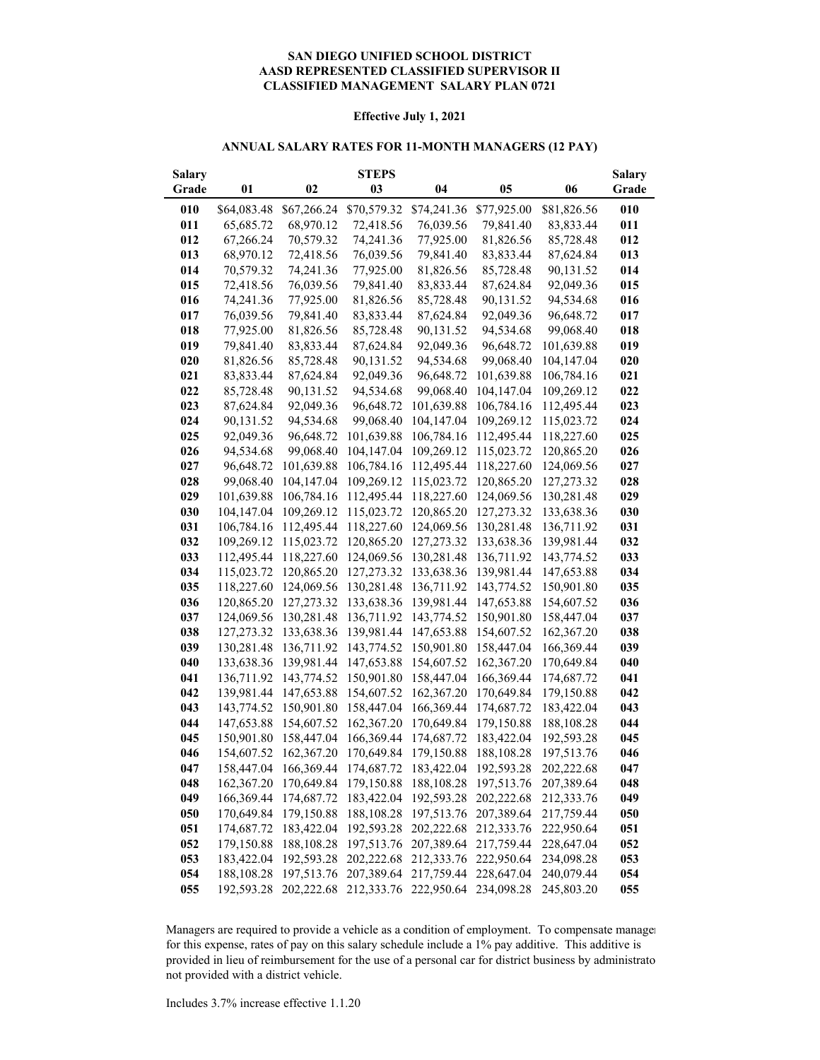**SAN DIEGO UNIFIED SCHOOL DISTRICT**
**AASD REPRESENTED CLASSIFIED SUPERVISOR II**
**CLASSIFIED MANAGEMENT SALARY PLAN 0721**

**Effective July 1, 2021**

**ANNUAL SALARY RATES FOR 11-MONTH MANAGERS (12 PAY)**

| Salary Grade | STEPS 01 | 02 | 03 | 04 | 05 | 06 | Salary Grade |
|---|---|---|---|---|---|---|---|
| **010** | $64,083.48 | $67,266.24 | $70,579.32 | $74,241.36 | $77,925.00 | $81,826.56 | **010** |
| **011** | 65,685.72 | 68,970.12 | 72,418.56 | 76,039.56 | 79,841.40 | 83,833.44 | **011** |
| **012** | 67,266.24 | 70,579.32 | 74,241.36 | 77,925.00 | 81,826.56 | 85,728.48 | **012** |
| **013** | 68,970.12 | 72,418.56 | 76,039.56 | 79,841.40 | 83,833.44 | 87,624.84 | **013** |
| **014** | 70,579.32 | 74,241.36 | 77,925.00 | 81,826.56 | 85,728.48 | 90,131.52 | **014** |
| **015** | 72,418.56 | 76,039.56 | 79,841.40 | 83,833.44 | 87,624.84 | 92,049.36 | **015** |
| **016** | 74,241.36 | 77,925.00 | 81,826.56 | 85,728.48 | 90,131.52 | 94,534.68 | **016** |
| **017** | 76,039.56 | 79,841.40 | 83,833.44 | 87,624.84 | 92,049.36 | 96,648.72 | **017** |
| **018** | 77,925.00 | 81,826.56 | 85,728.48 | 90,131.52 | 94,534.68 | 99,068.40 | **018** |
| **019** | 79,841.40 | 83,833.44 | 87,624.84 | 92,049.36 | 96,648.72 | 101,639.88 | **019** |
| **020** | 81,826.56 | 85,728.48 | 90,131.52 | 94,534.68 | 99,068.40 | 104,147.04 | **020** |
| **021** | 83,833.44 | 87,624.84 | 92,049.36 | 96,648.72 | 101,639.88 | 106,784.16 | **021** |
| **022** | 85,728.48 | 90,131.52 | 94,534.68 | 99,068.40 | 104,147.04 | 109,269.12 | **022** |
| **023** | 87,624.84 | 92,049.36 | 96,648.72 | 101,639.88 | 106,784.16 | 112,495.44 | **023** |
| **024** | 90,131.52 | 94,534.68 | 99,068.40 | 104,147.04 | 109,269.12 | 115,023.72 | **024** |
| **025** | 92,049.36 | 96,648.72 | 101,639.88 | 106,784.16 | 112,495.44 | 118,227.60 | **025** |
| **026** | 94,534.68 | 99,068.40 | 104,147.04 | 109,269.12 | 115,023.72 | 120,865.20 | **026** |
| **027** | 96,648.72 | 101,639.88 | 106,784.16 | 112,495.44 | 118,227.60 | 124,069.56 | **027** |
| **028** | 99,068.40 | 104,147.04 | 109,269.12 | 115,023.72 | 120,865.20 | 127,273.32 | **028** |
| **029** | 101,639.88 | 106,784.16 | 112,495.44 | 118,227.60 | 124,069.56 | 130,281.48 | **029** |
| **030** | 104,147.04 | 109,269.12 | 115,023.72 | 120,865.20 | 127,273.32 | 133,638.36 | **030** |
| **031** | 106,784.16 | 112,495.44 | 118,227.60 | 124,069.56 | 130,281.48 | 136,711.92 | **031** |
| **032** | 109,269.12 | 115,023.72 | 120,865.20 | 127,273.32 | 133,638.36 | 139,981.44 | **032** |
| **033** | 112,495.44 | 118,227.60 | 124,069.56 | 130,281.48 | 136,711.92 | 143,774.52 | **033** |
| **034** | 115,023.72 | 120,865.20 | 127,273.32 | 133,638.36 | 139,981.44 | 147,653.88 | **034** |
| **035** | 118,227.60 | 124,069.56 | 130,281.48 | 136,711.92 | 143,774.52 | 150,901.80 | **035** |
| **036** | 120,865.20 | 127,273.32 | 133,638.36 | 139,981.44 | 147,653.88 | 154,607.52 | **036** |
| **037** | 124,069.56 | 130,281.48 | 136,711.92 | 143,774.52 | 150,901.80 | 158,447.04 | **037** |
| **038** | 127,273.32 | 133,638.36 | 139,981.44 | 147,653.88 | 154,607.52 | 162,367.20 | **038** |
| **039** | 130,281.48 | 136,711.92 | 143,774.52 | 150,901.80 | 158,447.04 | 166,369.44 | **039** |
| **040** | 133,638.36 | 139,981.44 | 147,653.88 | 154,607.52 | 162,367.20 | 170,649.84 | **040** |
| **041** | 136,711.92 | 143,774.52 | 150,901.80 | 158,447.04 | 166,369.44 | 174,687.72 | **041** |
| **042** | 139,981.44 | 147,653.88 | 154,607.52 | 162,367.20 | 170,649.84 | 179,150.88 | **042** |
| **043** | 143,774.52 | 150,901.80 | 158,447.04 | 166,369.44 | 174,687.72 | 183,422.04 | **043** |
| **044** | 147,653.88 | 154,607.52 | 162,367.20 | 170,649.84 | 179,150.88 | 188,108.28 | **044** |
| **045** | 150,901.80 | 158,447.04 | 166,369.44 | 174,687.72 | 183,422.04 | 192,593.28 | **045** |
| **046** | 154,607.52 | 162,367.20 | 170,649.84 | 179,150.88 | 188,108.28 | 197,513.76 | **046** |
| **047** | 158,447.04 | 166,369.44 | 174,687.72 | 183,422.04 | 192,593.28 | 202,222.68 | **047** |
| **048** | 162,367.20 | 170,649.84 | 179,150.88 | 188,108.28 | 197,513.76 | 207,389.64 | **048** |
| **049** | 166,369.44 | 174,687.72 | 183,422.04 | 192,593.28 | 202,222.68 | 212,333.76 | **049** |
| **050** | 170,649.84 | 179,150.88 | 188,108.28 | 197,513.76 | 207,389.64 | 217,759.44 | **050** |
| **051** | 174,687.72 | 183,422.04 | 192,593.28 | 202,222.68 | 212,333.76 | 222,950.64 | **051** |
| **052** | 179,150.88 | 188,108.28 | 197,513.76 | 207,389.64 | 217,759.44 | 228,647.04 | **052** |
| **053** | 183,422.04 | 192,593.28 | 202,222.68 | 212,333.76 | 222,950.64 | 234,098.28 | **053** |
| **054** | 188,108.28 | 197,513.76 | 207,389.64 | 217,759.44 | 228,647.04 | 240,079.44 | **054** |
| **055** | 192,593.28 | 202,222.68 | 212,333.76 | 222,950.64 | 234,098.28 | 245,803.20 | **055** |

Managers are required to provide a vehicle as a condition of employment. To compensate manage for this expense, rates of pay on this salary schedule include a 1% pay additive. This additive is provided in lieu of reimbursement for the use of a personal car for district business by administrato not provided with a district vehicle.

Includes 3.7% increase effective 1.1.20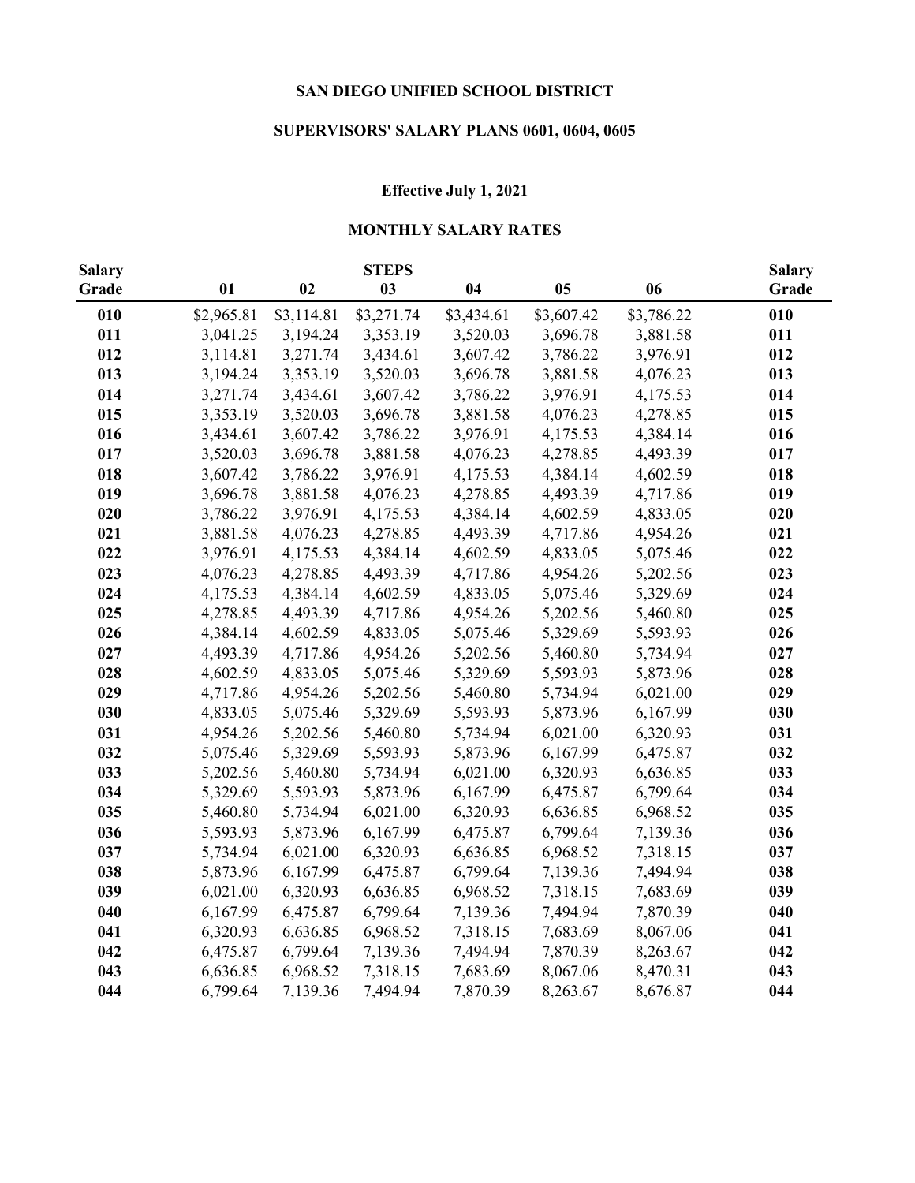# SAN DIEGO UNIFIED SCHOOL DISTRICT

## SUPERVISORS' SALARY PLANS 0601, 0604, 0605

### Effective July 1, 2021

### MONTHLY SALARY RATES

| Salary Grade | STEPS 01 | 02 | 03 | 04 | 05 | 06 | Salary Grade |
|---|---|---|---|---|---|---|---|
| **010** | $2,965.81 | $3,114.81 | $3,271.74 | $3,434.61 | $3,607.42 | $3,786.22 | **010** |
| **011** | 3,041.25 | 3,194.24 | 3,353.19 | 3,520.03 | 3,696.78 | 3,881.58 | **011** |
| **012** | 3,114.81 | 3,271.74 | 3,434.61 | 3,607.42 | 3,786.22 | 3,976.91 | **012** |
| **013** | 3,194.24 | 3,353.19 | 3,520.03 | 3,696.78 | 3,881.58 | 4,076.23 | **013** |
| **014** | 3,271.74 | 3,434.61 | 3,607.42 | 3,786.22 | 3,976.91 | 4,175.53 | **014** |
| **015** | 3,353.19 | 3,520.03 | 3,696.78 | 3,881.58 | 4,076.23 | 4,278.85 | **015** |
| **016** | 3,434.61 | 3,607.42 | 3,786.22 | 3,976.91 | 4,175.53 | 4,384.14 | **016** |
| **017** | 3,520.03 | 3,696.78 | 3,881.58 | 4,076.23 | 4,278.85 | 4,493.39 | **017** |
| **018** | 3,607.42 | 3,786.22 | 3,976.91 | 4,175.53 | 4,384.14 | 4,602.59 | **018** |
| **019** | 3,696.78 | 3,881.58 | 4,076.23 | 4,278.85 | 4,493.39 | 4,717.86 | **019** |
| **020** | 3,786.22 | 3,976.91 | 4,175.53 | 4,384.14 | 4,602.59 | 4,833.05 | **020** |
| **021** | 3,881.58 | 4,076.23 | 4,278.85 | 4,493.39 | 4,717.86 | 4,954.26 | **021** |
| **022** | 3,976.91 | 4,175.53 | 4,384.14 | 4,602.59 | 4,833.05 | 5,075.46 | **022** |
| **023** | 4,076.23 | 4,278.85 | 4,493.39 | 4,717.86 | 4,954.26 | 5,202.56 | **023** |
| **024** | 4,175.53 | 4,384.14 | 4,602.59 | 4,833.05 | 5,075.46 | 5,329.69 | **024** |
| **025** | 4,278.85 | 4,493.39 | 4,717.86 | 4,954.26 | 5,202.56 | 5,460.80 | **025** |
| **026** | 4,384.14 | 4,602.59 | 4,833.05 | 5,075.46 | 5,329.69 | 5,593.93 | **026** |
| **027** | 4,493.39 | 4,717.86 | 4,954.26 | 5,202.56 | 5,460.80 | 5,734.94 | **027** |
| **028** | 4,602.59 | 4,833.05 | 5,075.46 | 5,329.69 | 5,593.93 | 5,873.96 | **028** |
| **029** | 4,717.86 | 4,954.26 | 5,202.56 | 5,460.80 | 5,734.94 | 6,021.00 | **029** |
| **030** | 4,833.05 | 5,075.46 | 5,329.69 | 5,593.93 | 5,873.96 | 6,167.99 | **030** |
| **031** | 4,954.26 | 5,202.56 | 5,460.80 | 5,734.94 | 6,021.00 | 6,320.93 | **031** |
| **032** | 5,075.46 | 5,329.69 | 5,593.93 | 5,873.96 | 6,167.99 | 6,475.87 | **032** |
| **033** | 5,202.56 | 5,460.80 | 5,734.94 | 6,021.00 | 6,320.93 | 6,636.85 | **033** |
| **034** | 5,329.69 | 5,593.93 | 5,873.96 | 6,167.99 | 6,475.87 | 6,799.64 | **034** |
| **035** | 5,460.80 | 5,734.94 | 6,021.00 | 6,320.93 | 6,636.85 | 6,968.52 | **035** |
| **036** | 5,593.93 | 5,873.96 | 6,167.99 | 6,475.87 | 6,799.64 | 7,139.36 | **036** |
| **037** | 5,734.94 | 6,021.00 | 6,320.93 | 6,636.85 | 6,968.52 | 7,318.15 | **037** |
| **038** | 5,873.96 | 6,167.99 | 6,475.87 | 6,799.64 | 7,139.36 | 7,494.94 | **038** |
| **039** | 6,021.00 | 6,320.93 | 6,636.85 | 6,968.52 | 7,318.15 | 7,683.69 | **039** |
| **040** | 6,167.99 | 6,475.87 | 6,799.64 | 7,139.36 | 7,494.94 | 7,870.39 | **040** |
| **041** | 6,320.93 | 6,636.85 | 6,968.52 | 7,318.15 | 7,683.69 | 8,067.06 | **041** |
| **042** | 6,475.87 | 6,799.64 | 7,139.36 | 7,494.94 | 7,870.39 | 8,263.67 | **042** |
| **043** | 6,636.85 | 6,968.52 | 7,318.15 | 7,683.69 | 8,067.06 | 8,470.31 | **043** |
| **044** | 6,799.64 | 7,139.36 | 7,494.94 | 7,870.39 | 8,263.67 | 8,676.87 | **044** |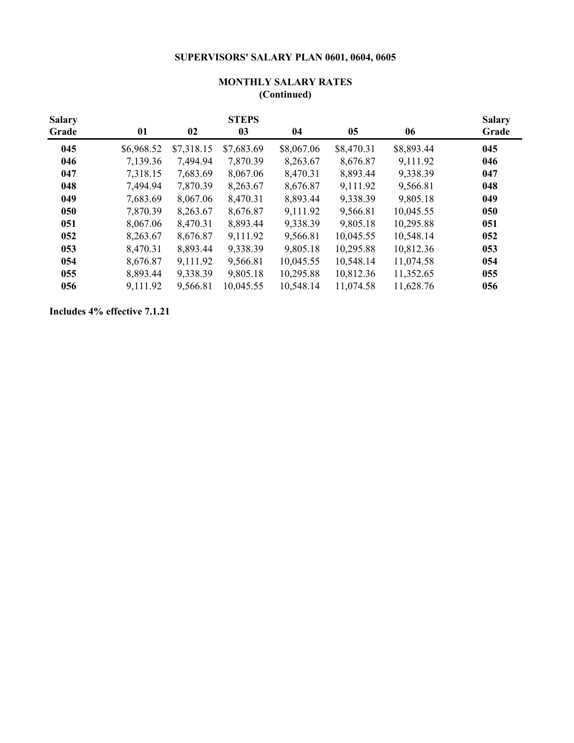**SUPERVISORS' SALARY PLAN 0601, 0604, 0605**

**MONTHLY SALARY RATES**
**(Continued)**

| Salary Grade | STEPS 01 | 02 | 03 | 04 | 05 | 06 | Salary Grade |
|---|---|---|---|---|---|---|---|
| **045** | $6,968.52 | $7,318.15 | $7,683.69 | $8,067.06 | $8,470.31 | $8,893.44 | **045** |
| **046** | 7,139.36 | 7,494.94 | 7,870.39 | 8,263.67 | 8,676.87 | 9,111.92 | **046** |
| **047** | 7,318.15 | 7,683.69 | 8,067.06 | 8,470.31 | 8,893.44 | 9,338.39 | **047** |
| **048** | 7,494.94 | 7,870.39 | 8,263.67 | 8,676.87 | 9,111.92 | 9,566.81 | **048** |
| **049** | 7,683.69 | 8,067.06 | 8,470.31 | 8,893.44 | 9,338.39 | 9,805.18 | **049** |
| **050** | 7,870.39 | 8,263.67 | 8,676.87 | 9,111.92 | 9,566.81 | 10,045.55 | **050** |
| **051** | 8,067.06 | 8,470.31 | 8,893.44 | 9,338.39 | 9,805.18 | 10,295.88 | **051** |
| **052** | 8,263.67 | 8,676.87 | 9,111.92 | 9,566.81 | 10,045.55 | 10,548.14 | **052** |
| **053** | 8,470.31 | 8,893.44 | 9,338.39 | 9,805.18 | 10,295.88 | 10,812.36 | **053** |
| **054** | 8,676.87 | 9,111.92 | 9,566.81 | 10,045.55 | 10,548.14 | 11,074.58 | **054** |
| **055** | 8,893.44 | 9,338.39 | 9,805.18 | 10,295.88 | 10,812.36 | 11,352.65 | **055** |
| **056** | 9,111.92 | 9,566.81 | 10,045.55 | 10,548.14 | 11,074.58 | 11,628.76 | **056** |

**Includes 4% effective 7.1.21**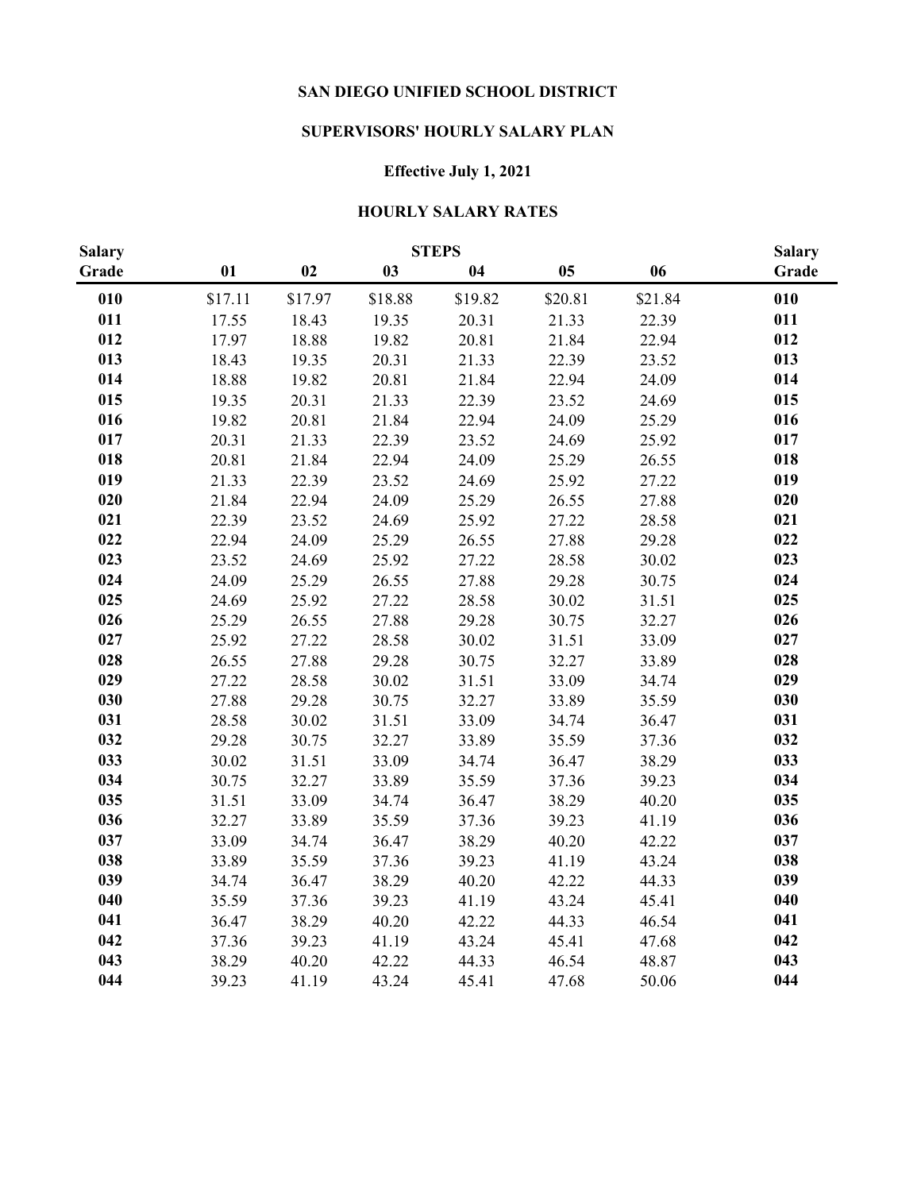# SAN DIEGO UNIFIED SCHOOL DISTRICT

## SUPERVISORS' HOURLY SALARY PLAN

### Effective July 1, 2021

### HOURLY SALARY RATES

| Salary Grade | STEPS 01 | 02 | 03 | 04 | 05 | 06 | Salary Grade |
|---|---|---|---|---|---|---|---|
| **010** | $17.11 | $17.97 | $18.88 | $19.82 | $20.81 | $21.84 | **010** |
| **011** | 17.55 | 18.43 | 19.35 | 20.31 | 21.33 | 22.39 | **011** |
| **012** | 17.97 | 18.88 | 19.82 | 20.81 | 21.84 | 22.94 | **012** |
| **013** | 18.43 | 19.35 | 20.31 | 21.33 | 22.39 | 23.52 | **013** |
| **014** | 18.88 | 19.82 | 20.81 | 21.84 | 22.94 | 24.09 | **014** |
| **015** | 19.35 | 20.31 | 21.33 | 22.39 | 23.52 | 24.69 | **015** |
| **016** | 19.82 | 20.81 | 21.84 | 22.94 | 24.09 | 25.29 | **016** |
| **017** | 20.31 | 21.33 | 22.39 | 23.52 | 24.69 | 25.92 | **017** |
| **018** | 20.81 | 21.84 | 22.94 | 24.09 | 25.29 | 26.55 | **018** |
| **019** | 21.33 | 22.39 | 23.52 | 24.69 | 25.92 | 27.22 | **019** |
| **020** | 21.84 | 22.94 | 24.09 | 25.29 | 26.55 | 27.88 | **020** |
| **021** | 22.39 | 23.52 | 24.69 | 25.92 | 27.22 | 28.58 | **021** |
| **022** | 22.94 | 24.09 | 25.29 | 26.55 | 27.88 | 29.28 | **022** |
| **023** | 23.52 | 24.69 | 25.92 | 27.22 | 28.58 | 30.02 | **023** |
| **024** | 24.09 | 25.29 | 26.55 | 27.88 | 29.28 | 30.75 | **024** |
| **025** | 24.69 | 25.92 | 27.22 | 28.58 | 30.02 | 31.51 | **025** |
| **026** | 25.29 | 26.55 | 27.88 | 29.28 | 30.75 | 32.27 | **026** |
| **027** | 25.92 | 27.22 | 28.58 | 30.02 | 31.51 | 33.09 | **027** |
| **028** | 26.55 | 27.88 | 29.28 | 30.75 | 32.27 | 33.89 | **028** |
| **029** | 27.22 | 28.58 | 30.02 | 31.51 | 33.09 | 34.74 | **029** |
| **030** | 27.88 | 29.28 | 30.75 | 32.27 | 33.89 | 35.59 | **030** |
| **031** | 28.58 | 30.02 | 31.51 | 33.09 | 34.74 | 36.47 | **031** |
| **032** | 29.28 | 30.75 | 32.27 | 33.89 | 35.59 | 37.36 | **032** |
| **033** | 30.02 | 31.51 | 33.09 | 34.74 | 36.47 | 38.29 | **033** |
| **034** | 30.75 | 32.27 | 33.89 | 35.59 | 37.36 | 39.23 | **034** |
| **035** | 31.51 | 33.09 | 34.74 | 36.47 | 38.29 | 40.20 | **035** |
| **036** | 32.27 | 33.89 | 35.59 | 37.36 | 39.23 | 41.19 | **036** |
| **037** | 33.09 | 34.74 | 36.47 | 38.29 | 40.20 | 42.22 | **037** |
| **038** | 33.89 | 35.59 | 37.36 | 39.23 | 41.19 | 43.24 | **038** |
| **039** | 34.74 | 36.47 | 38.29 | 40.20 | 42.22 | 44.33 | **039** |
| **040** | 35.59 | 37.36 | 39.23 | 41.19 | 43.24 | 45.41 | **040** |
| **041** | 36.47 | 38.29 | 40.20 | 42.22 | 44.33 | 46.54 | **041** |
| **042** | 37.36 | 39.23 | 41.19 | 43.24 | 45.41 | 47.68 | **042** |
| **043** | 38.29 | 40.20 | 42.22 | 44.33 | 46.54 | 48.87 | **043** |
| **044** | 39.23 | 41.19 | 43.24 | 45.41 | 47.68 | 50.06 | **044** |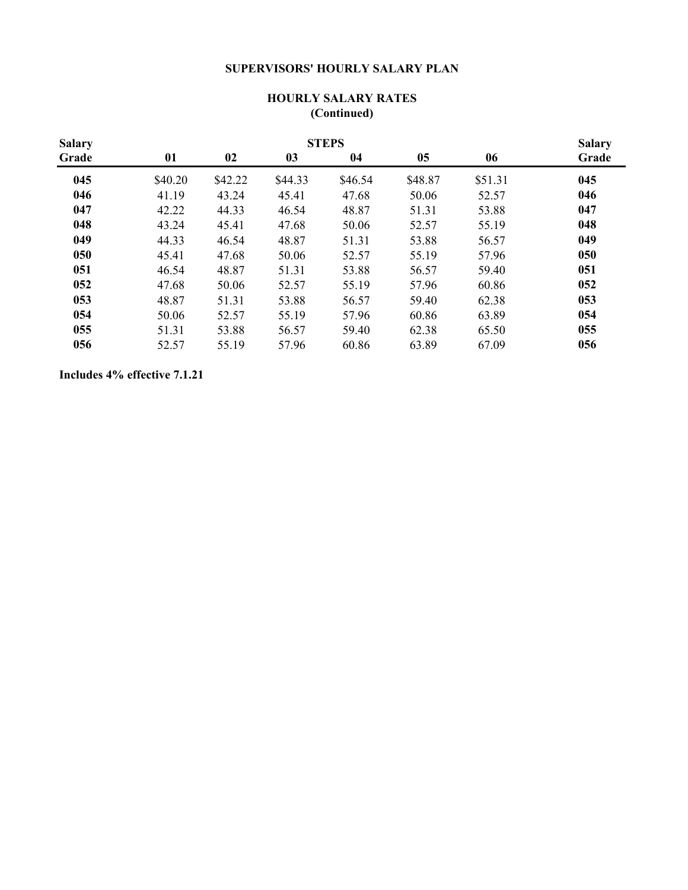## SUPERVISORS' HOURLY SALARY PLAN

### HOURLY SALARY RATES
### (Continued)

| Salary Grade | STEPS 01 | 02 | 03 | 04 | 05 | 06 | Salary Grade |
|---|---|---|---|---|---|---|---|
| **045** | $40.20 | $42.22 | $44.33 | $46.54 | $48.87 | $51.31 | **045** |
| **046** | 41.19 | 43.24 | 45.41 | 47.68 | 50.06 | 52.57 | **046** |
| **047** | 42.22 | 44.33 | 46.54 | 48.87 | 51.31 | 53.88 | **047** |
| **048** | 43.24 | 45.41 | 47.68 | 50.06 | 52.57 | 55.19 | **048** |
| **049** | 44.33 | 46.54 | 48.87 | 51.31 | 53.88 | 56.57 | **049** |
| **050** | 45.41 | 47.68 | 50.06 | 52.57 | 55.19 | 57.96 | **050** |
| **051** | 46.54 | 48.87 | 51.31 | 53.88 | 56.57 | 59.40 | **051** |
| **052** | 47.68 | 50.06 | 52.57 | 55.19 | 57.96 | 60.86 | **052** |
| **053** | 48.87 | 51.31 | 53.88 | 56.57 | 59.40 | 62.38 | **053** |
| **054** | 50.06 | 52.57 | 55.19 | 57.96 | 60.86 | 63.89 | **054** |
| **055** | 51.31 | 53.88 | 56.57 | 59.40 | 62.38 | 65.50 | **055** |
| **056** | 52.57 | 55.19 | 57.96 | 60.86 | 63.89 | 67.09 | **056** |

**Includes 4% effective 7.1.21**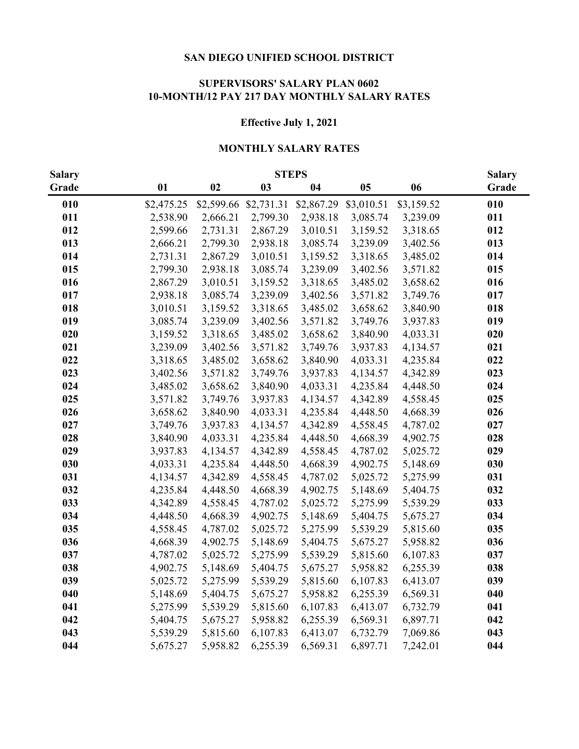## SAN DIEGO UNIFIED SCHOOL DISTRICT

### SUPERVISORS' SALARY PLAN 0602
### 10-MONTH/12 PAY 217 DAY MONTHLY SALARY RATES

**Effective July 1, 2021**

**MONTHLY SALARY RATES**

| Salary Grade | STEPS 01 | 02 | 03 | 04 | 05 | 06 | Salary Grade |
|---|---|---|---|---|---|---|---|
| 010 | $2,475.25 | $2,599.66 | $2,731.31 | $2,867.29 | $3,010.51 | $3,159.52 | 010 |
| 011 | 2,538.90 | 2,666.21 | 2,799.30 | 2,938.18 | 3,085.74 | 3,239.09 | 011 |
| 012 | 2,599.66 | 2,731.31 | 2,867.29 | 3,010.51 | 3,159.52 | 3,318.65 | 012 |
| 013 | 2,666.21 | 2,799.30 | 2,938.18 | 3,085.74 | 3,239.09 | 3,402.56 | 013 |
| 014 | 2,731.31 | 2,867.29 | 3,010.51 | 3,159.52 | 3,318.65 | 3,485.02 | 014 |
| 015 | 2,799.30 | 2,938.18 | 3,085.74 | 3,239.09 | 3,402.56 | 3,571.82 | 015 |
| 016 | 2,867.29 | 3,010.51 | 3,159.52 | 3,318.65 | 3,485.02 | 3,658.62 | 016 |
| 017 | 2,938.18 | 3,085.74 | 3,239.09 | 3,402.56 | 3,571.82 | 3,749.76 | 017 |
| 018 | 3,010.51 | 3,159.52 | 3,318.65 | 3,485.02 | 3,658.62 | 3,840.90 | 018 |
| 019 | 3,085.74 | 3,239.09 | 3,402.56 | 3,571.82 | 3,749.76 | 3,937.83 | 019 |
| 020 | 3,159.52 | 3,318.65 | 3,485.02 | 3,658.62 | 3,840.90 | 4,033.31 | 020 |
| 021 | 3,239.09 | 3,402.56 | 3,571.82 | 3,749.76 | 3,937.83 | 4,134.57 | 021 |
| 022 | 3,318.65 | 3,485.02 | 3,658.62 | 3,840.90 | 4,033.31 | 4,235.84 | 022 |
| 023 | 3,402.56 | 3,571.82 | 3,749.76 | 3,937.83 | 4,134.57 | 4,342.89 | 023 |
| 024 | 3,485.02 | 3,658.62 | 3,840.90 | 4,033.31 | 4,235.84 | 4,448.50 | 024 |
| 025 | 3,571.82 | 3,749.76 | 3,937.83 | 4,134.57 | 4,342.89 | 4,558.45 | 025 |
| 026 | 3,658.62 | 3,840.90 | 4,033.31 | 4,235.84 | 4,448.50 | 4,668.39 | 026 |
| 027 | 3,749.76 | 3,937.83 | 4,134.57 | 4,342.89 | 4,558.45 | 4,787.02 | 027 |
| 028 | 3,840.90 | 4,033.31 | 4,235.84 | 4,448.50 | 4,668.39 | 4,902.75 | 028 |
| 029 | 3,937.83 | 4,134.57 | 4,342.89 | 4,558.45 | 4,787.02 | 5,025.72 | 029 |
| 030 | 4,033.31 | 4,235.84 | 4,448.50 | 4,668.39 | 4,902.75 | 5,148.69 | 030 |
| 031 | 4,134.57 | 4,342.89 | 4,558.45 | 4,787.02 | 5,025.72 | 5,275.99 | 031 |
| 032 | 4,235.84 | 4,448.50 | 4,668.39 | 4,902.75 | 5,148.69 | 5,404.75 | 032 |
| 033 | 4,342.89 | 4,558.45 | 4,787.02 | 5,025.72 | 5,275.99 | 5,539.29 | 033 |
| 034 | 4,448.50 | 4,668.39 | 4,902.75 | 5,148.69 | 5,404.75 | 5,675.27 | 034 |
| 035 | 4,558.45 | 4,787.02 | 5,025.72 | 5,275.99 | 5,539.29 | 5,815.60 | 035 |
| 036 | 4,668.39 | 4,902.75 | 5,148.69 | 5,404.75 | 5,675.27 | 5,958.82 | 036 |
| 037 | 4,787.02 | 5,025.72 | 5,275.99 | 5,539.29 | 5,815.60 | 6,107.83 | 037 |
| 038 | 4,902.75 | 5,148.69 | 5,404.75 | 5,675.27 | 5,958.82 | 6,255.39 | 038 |
| 039 | 5,025.72 | 5,275.99 | 5,539.29 | 5,815.60 | 6,107.83 | 6,413.07 | 039 |
| 040 | 5,148.69 | 5,404.75 | 5,675.27 | 5,958.82 | 6,255.39 | 6,569.31 | 040 |
| 041 | 5,275.99 | 5,539.29 | 5,815.60 | 6,107.83 | 6,413.07 | 6,732.79 | 041 |
| 042 | 5,404.75 | 5,675.27 | 5,958.82 | 6,255.39 | 6,569.31 | 6,897.71 | 042 |
| 043 | 5,539.29 | 5,815.60 | 6,107.83 | 6,413.07 | 6,732.79 | 7,069.86 | 043 |
| 044 | 5,675.27 | 5,958.82 | 6,255.39 | 6,569.31 | 6,897.71 | 7,242.01 | 044 |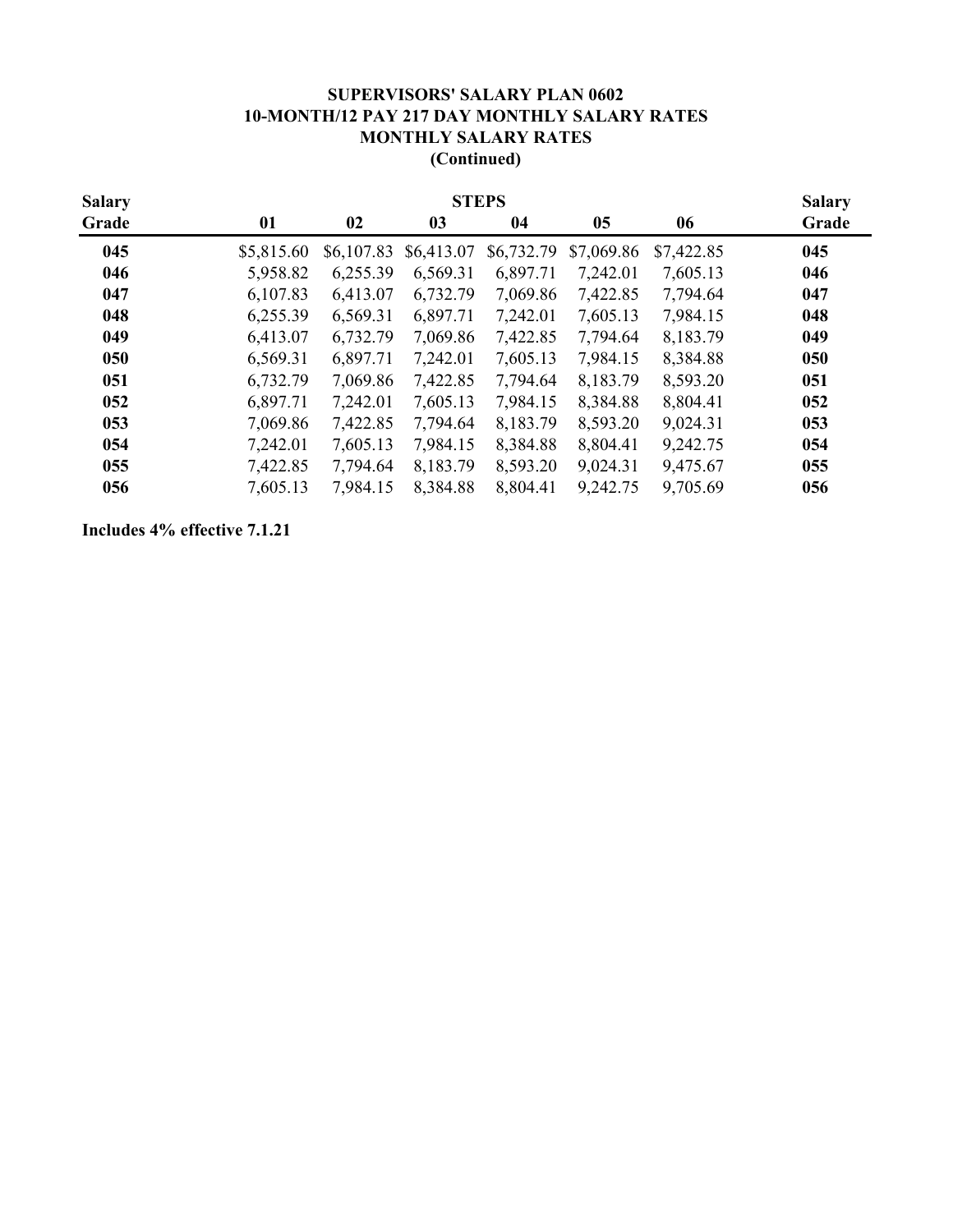**SUPERVISORS' SALARY PLAN 0602**
**10-MONTH/12 PAY 217 DAY MONTHLY SALARY RATES**
**MONTHLY SALARY RATES**
**(Continued)**

| Salary | STEPS | | | | | | Salary |
|---|---|---|---|---|---|---|---|
| Grade | 01 | 02 | 03 | 04 | 05 | 06 | Grade |
| **045** | $5,815.60 | $6,107.83 | $6,413.07 | $6,732.79 | $7,069.86 | $7,422.85 | **045** |
| **046** | 5,958.82 | 6,255.39 | 6,569.31 | 6,897.71 | 7,242.01 | 7,605.13 | **046** |
| **047** | 6,107.83 | 6,413.07 | 6,732.79 | 7,069.86 | 7,422.85 | 7,794.64 | **047** |
| **048** | 6,255.39 | 6,569.31 | 6,897.71 | 7,242.01 | 7,605.13 | 7,984.15 | **048** |
| **049** | 6,413.07 | 6,732.79 | 7,069.86 | 7,422.85 | 7,794.64 | 8,183.79 | **049** |
| **050** | 6,569.31 | 6,897.71 | 7,242.01 | 7,605.13 | 7,984.15 | 8,384.88 | **050** |
| **051** | 6,732.79 | 7,069.86 | 7,422.85 | 7,794.64 | 8,183.79 | 8,593.20 | **051** |
| **052** | 6,897.71 | 7,242.01 | 7,605.13 | 7,984.15 | 8,384.88 | 8,804.41 | **052** |
| **053** | 7,069.86 | 7,422.85 | 7,794.64 | 8,183.79 | 8,593.20 | 9,024.31 | **053** |
| **054** | 7,242.01 | 7,605.13 | 7,984.15 | 8,384.88 | 8,804.41 | 9,242.75 | **054** |
| **055** | 7,422.85 | 7,794.64 | 8,183.79 | 8,593.20 | 9,024.31 | 9,475.67 | **055** |
| **056** | 7,605.13 | 7,984.15 | 8,384.88 | 8,804.41 | 9,242.75 | 9,705.69 | **056** |

**Includes 4% effective 7.1.21**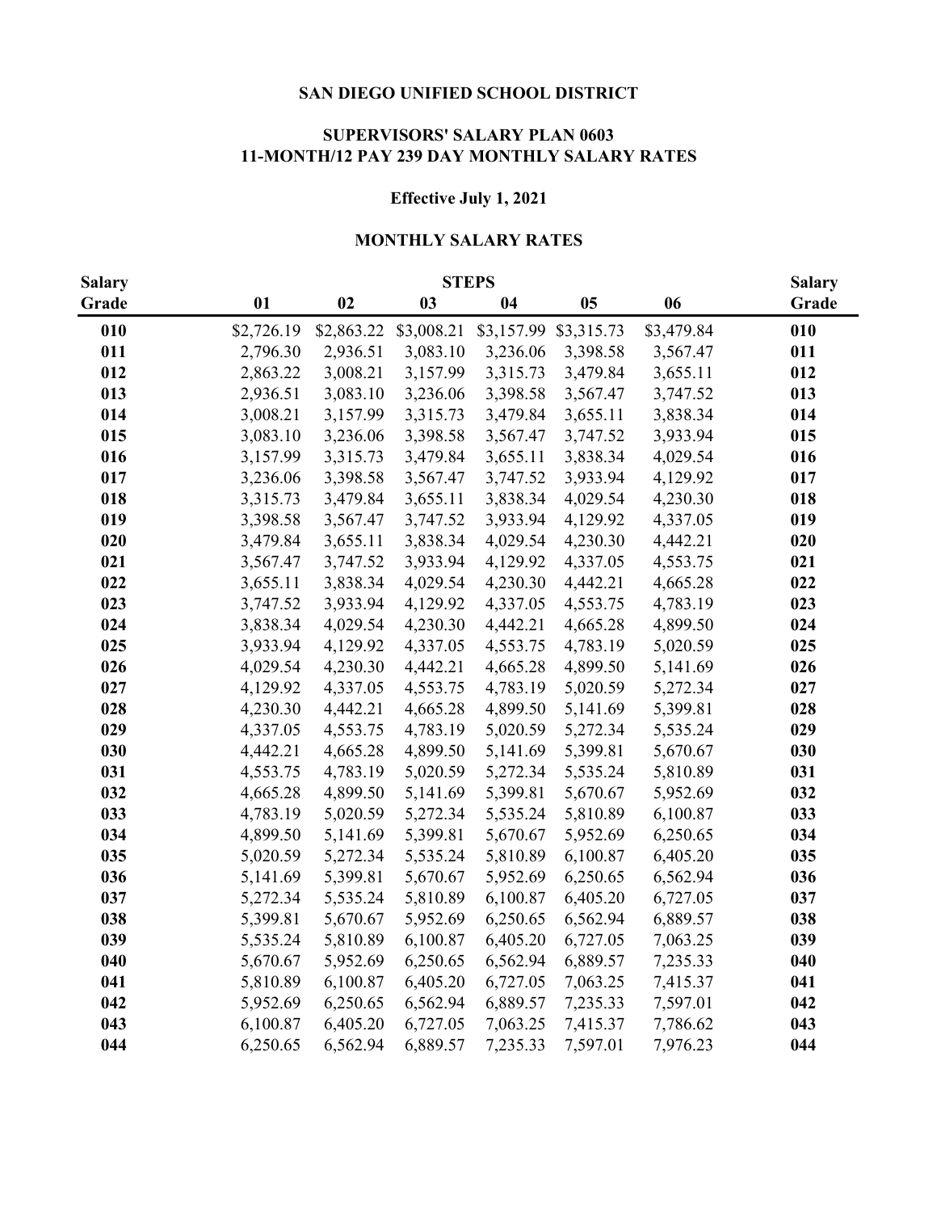**SAN DIEGO UNIFIED SCHOOL DISTRICT**

**SUPERVISORS' SALARY PLAN 0603**
**11-MONTH/12 PAY 239 DAY MONTHLY SALARY RATES**

**Effective July 1, 2021**

**MONTHLY SALARY RATES**

| Salary | STEPS | | | | | | Salary |
|---|---|---|---|---|---|---|---|
| Grade | 01 | 02 | 03 | 04 | 05 | 06 | Grade |
| **010** | $2,726.19 | $2,863.22 | $3,008.21 | $3,157.99 | $3,315.73 | $3,479.84 | **010** |
| **011** | 2,796.30 | 2,936.51 | 3,083.10 | 3,236.06 | 3,398.58 | 3,567.47 | **011** |
| **012** | 2,863.22 | 3,008.21 | 3,157.99 | 3,315.73 | 3,479.84 | 3,655.11 | **012** |
| **013** | 2,936.51 | 3,083.10 | 3,236.06 | 3,398.58 | 3,567.47 | 3,747.52 | **013** |
| **014** | 3,008.21 | 3,157.99 | 3,315.73 | 3,479.84 | 3,655.11 | 3,838.34 | **014** |
| **015** | 3,083.10 | 3,236.06 | 3,398.58 | 3,567.47 | 3,747.52 | 3,933.94 | **015** |
| **016** | 3,157.99 | 3,315.73 | 3,479.84 | 3,655.11 | 3,838.34 | 4,029.54 | **016** |
| **017** | 3,236.06 | 3,398.58 | 3,567.47 | 3,747.52 | 3,933.94 | 4,129.92 | **017** |
| **018** | 3,315.73 | 3,479.84 | 3,655.11 | 3,838.34 | 4,029.54 | 4,230.30 | **018** |
| **019** | 3,398.58 | 3,567.47 | 3,747.52 | 3,933.94 | 4,129.92 | 4,337.05 | **019** |
| **020** | 3,479.84 | 3,655.11 | 3,838.34 | 4,029.54 | 4,230.30 | 4,442.21 | **020** |
| **021** | 3,567.47 | 3,747.52 | 3,933.94 | 4,129.92 | 4,337.05 | 4,553.75 | **021** |
| **022** | 3,655.11 | 3,838.34 | 4,029.54 | 4,230.30 | 4,442.21 | 4,665.28 | **022** |
| **023** | 3,747.52 | 3,933.94 | 4,129.92 | 4,337.05 | 4,553.75 | 4,783.19 | **023** |
| **024** | 3,838.34 | 4,029.54 | 4,230.30 | 4,442.21 | 4,665.28 | 4,899.50 | **024** |
| **025** | 3,933.94 | 4,129.92 | 4,337.05 | 4,553.75 | 4,783.19 | 5,020.59 | **025** |
| **026** | 4,029.54 | 4,230.30 | 4,442.21 | 4,665.28 | 4,899.50 | 5,141.69 | **026** |
| **027** | 4,129.92 | 4,337.05 | 4,553.75 | 4,783.19 | 5,020.59 | 5,272.34 | **027** |
| **028** | 4,230.30 | 4,442.21 | 4,665.28 | 4,899.50 | 5,141.69 | 5,399.81 | **028** |
| **029** | 4,337.05 | 4,553.75 | 4,783.19 | 5,020.59 | 5,272.34 | 5,535.24 | **029** |
| **030** | 4,442.21 | 4,665.28 | 4,899.50 | 5,141.69 | 5,399.81 | 5,670.67 | **030** |
| **031** | 4,553.75 | 4,783.19 | 5,020.59 | 5,272.34 | 5,535.24 | 5,810.89 | **031** |
| **032** | 4,665.28 | 4,899.50 | 5,141.69 | 5,399.81 | 5,670.67 | 5,952.69 | **032** |
| **033** | 4,783.19 | 5,020.59 | 5,272.34 | 5,535.24 | 5,810.89 | 6,100.87 | **033** |
| **034** | 4,899.50 | 5,141.69 | 5,399.81 | 5,670.67 | 5,952.69 | 6,250.65 | **034** |
| **035** | 5,020.59 | 5,272.34 | 5,535.24 | 5,810.89 | 6,100.87 | 6,405.20 | **035** |
| **036** | 5,141.69 | 5,399.81 | 5,670.67 | 5,952.69 | 6,250.65 | 6,562.94 | **036** |
| **037** | 5,272.34 | 5,535.24 | 5,810.89 | 6,100.87 | 6,405.20 | 6,727.05 | **037** |
| **038** | 5,399.81 | 5,670.67 | 5,952.69 | 6,250.65 | 6,562.94 | 6,889.57 | **038** |
| **039** | 5,535.24 | 5,810.89 | 6,100.87 | 6,405.20 | 6,727.05 | 7,063.25 | **039** |
| **040** | 5,670.67 | 5,952.69 | 6,250.65 | 6,562.94 | 6,889.57 | 7,235.33 | **040** |
| **041** | 5,810.89 | 6,100.87 | 6,405.20 | 6,727.05 | 7,063.25 | 7,415.37 | **041** |
| **042** | 5,952.69 | 6,250.65 | 6,562.94 | 6,889.57 | 7,235.33 | 7,597.01 | **042** |
| **043** | 6,100.87 | 6,405.20 | 6,727.05 | 7,063.25 | 7,415.37 | 7,786.62 | **043** |
| **044** | 6,250.65 | 6,562.94 | 6,889.57 | 7,235.33 | 7,597.01 | 7,976.23 | **044** |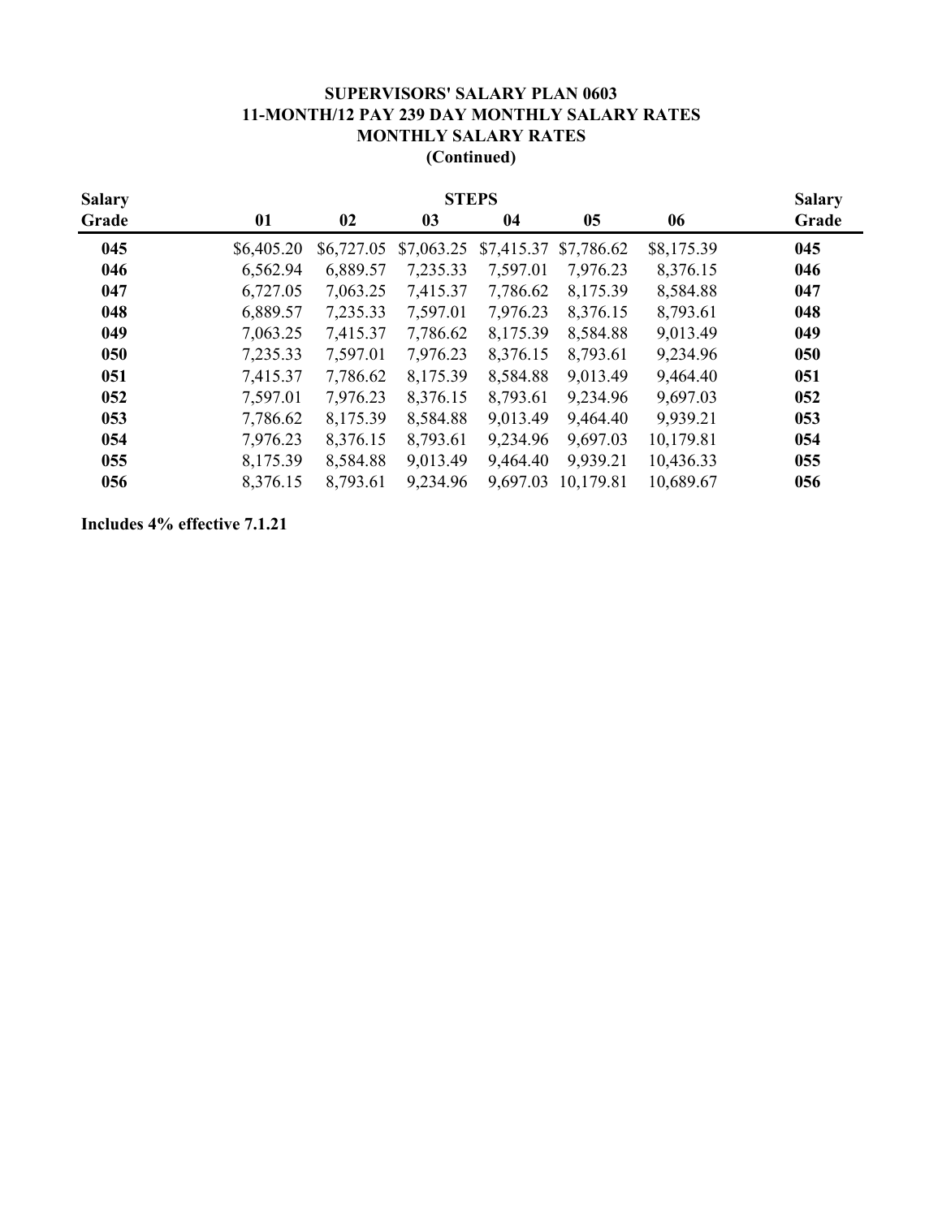**SUPERVISORS' SALARY PLAN 0603**
**11-MONTH/12 PAY 239 DAY MONTHLY SALARY RATES**
**MONTHLY SALARY RATES**
**(Continued)**

| Salary Grade | STEPS 01 | 02 | 03 | 04 | 05 | 06 | Salary Grade |
|---|---|---|---|---|---|---|---|
| **045** | $6,405.20 | $6,727.05 | $7,063.25 | $7,415.37 | $7,786.62 | $8,175.39 | **045** |
| **046** | 6,562.94 | 6,889.57 | 7,235.33 | 7,597.01 | 7,976.23 | 8,376.15 | **046** |
| **047** | 6,727.05 | 7,063.25 | 7,415.37 | 7,786.62 | 8,175.39 | 8,584.88 | **047** |
| **048** | 6,889.57 | 7,235.33 | 7,597.01 | 7,976.23 | 8,376.15 | 8,793.61 | **048** |
| **049** | 7,063.25 | 7,415.37 | 7,786.62 | 8,175.39 | 8,584.88 | 9,013.49 | **049** |
| **050** | 7,235.33 | 7,597.01 | 7,976.23 | 8,376.15 | 8,793.61 | 9,234.96 | **050** |
| **051** | 7,415.37 | 7,786.62 | 8,175.39 | 8,584.88 | 9,013.49 | 9,464.40 | **051** |
| **052** | 7,597.01 | 7,976.23 | 8,376.15 | 8,793.61 | 9,234.96 | 9,697.03 | **052** |
| **053** | 7,786.62 | 8,175.39 | 8,584.88 | 9,013.49 | 9,464.40 | 9,939.21 | **053** |
| **054** | 7,976.23 | 8,376.15 | 8,793.61 | 9,234.96 | 9,697.03 | 10,179.81 | **054** |
| **055** | 8,175.39 | 8,584.88 | 9,013.49 | 9,464.40 | 9,939.21 | 10,436.33 | **055** |
| **056** | 8,376.15 | 8,793.61 | 9,234.96 | 9,697.03 | 10,179.81 | 10,689.67 | **056** |

**Includes 4% effective 7.1.21**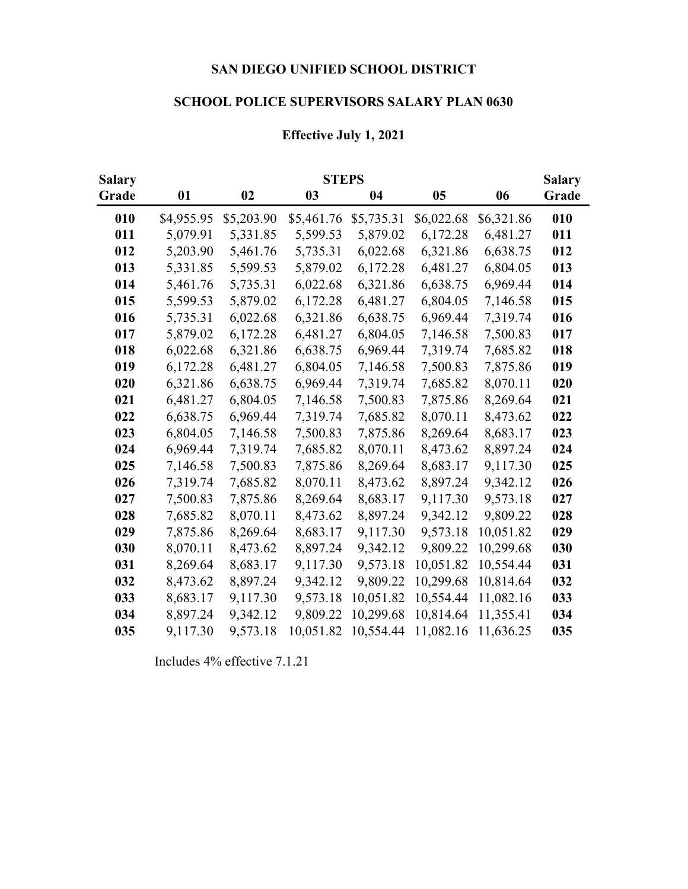# SAN DIEGO UNIFIED SCHOOL DISTRICT

## SCHOOL POLICE SUPERVISORS SALARY PLAN 0630

### Effective July 1, 2021

| Salary | STEPS | | | | | | Salary |
|---|---|---|---|---|---|---|---|
| Grade | 01 | 02 | 03 | 04 | 05 | 06 | Grade |
| 010 | $4,955.95 | $5,203.90 | $5,461.76 | $5,735.31 | $6,022.68 | $6,321.86 | 010 |
| 011 | 5,079.91 | 5,331.85 | 5,599.53 | 5,879.02 | 6,172.28 | 6,481.27 | 011 |
| 012 | 5,203.90 | 5,461.76 | 5,735.31 | 6,022.68 | 6,321.86 | 6,638.75 | 012 |
| 013 | 5,331.85 | 5,599.53 | 5,879.02 | 6,172.28 | 6,481.27 | 6,804.05 | 013 |
| 014 | 5,461.76 | 5,735.31 | 6,022.68 | 6,321.86 | 6,638.75 | 6,969.44 | 014 |
| 015 | 5,599.53 | 5,879.02 | 6,172.28 | 6,481.27 | 6,804.05 | 7,146.58 | 015 |
| 016 | 5,735.31 | 6,022.68 | 6,321.86 | 6,638.75 | 6,969.44 | 7,319.74 | 016 |
| 017 | 5,879.02 | 6,172.28 | 6,481.27 | 6,804.05 | 7,146.58 | 7,500.83 | 017 |
| 018 | 6,022.68 | 6,321.86 | 6,638.75 | 6,969.44 | 7,319.74 | 7,685.82 | 018 |
| 019 | 6,172.28 | 6,481.27 | 6,804.05 | 7,146.58 | 7,500.83 | 7,875.86 | 019 |
| 020 | 6,321.86 | 6,638.75 | 6,969.44 | 7,319.74 | 7,685.82 | 8,070.11 | 020 |
| 021 | 6,481.27 | 6,804.05 | 7,146.58 | 7,500.83 | 7,875.86 | 8,269.64 | 021 |
| 022 | 6,638.75 | 6,969.44 | 7,319.74 | 7,685.82 | 8,070.11 | 8,473.62 | 022 |
| 023 | 6,804.05 | 7,146.58 | 7,500.83 | 7,875.86 | 8,269.64 | 8,683.17 | 023 |
| 024 | 6,969.44 | 7,319.74 | 7,685.82 | 8,070.11 | 8,473.62 | 8,897.24 | 024 |
| 025 | 7,146.58 | 7,500.83 | 7,875.86 | 8,269.64 | 8,683.17 | 9,117.30 | 025 |
| 026 | 7,319.74 | 7,685.82 | 8,070.11 | 8,473.62 | 8,897.24 | 9,342.12 | 026 |
| 027 | 7,500.83 | 7,875.86 | 8,269.64 | 8,683.17 | 9,117.30 | 9,573.18 | 027 |
| 028 | 7,685.82 | 8,070.11 | 8,473.62 | 8,897.24 | 9,342.12 | 9,809.22 | 028 |
| 029 | 7,875.86 | 8,269.64 | 8,683.17 | 9,117.30 | 9,573.18 | 10,051.82 | 029 |
| 030 | 8,070.11 | 8,473.62 | 8,897.24 | 9,342.12 | 9,809.22 | 10,299.68 | 030 |
| 031 | 8,269.64 | 8,683.17 | 9,117.30 | 9,573.18 | 10,051.82 | 10,554.44 | 031 |
| 032 | 8,473.62 | 8,897.24 | 9,342.12 | 9,809.22 | 10,299.68 | 10,814.64 | 032 |
| 033 | 8,683.17 | 9,117.30 | 9,573.18 | 10,051.82 | 10,554.44 | 11,082.16 | 033 |
| 034 | 8,897.24 | 9,342.12 | 9,809.22 | 10,299.68 | 10,814.64 | 11,355.41 | 034 |
| 035 | 9,117.30 | 9,573.18 | 10,051.82 | 10,554.44 | 11,082.16 | 11,636.25 | 035 |

Includes 4% effective 7.1.21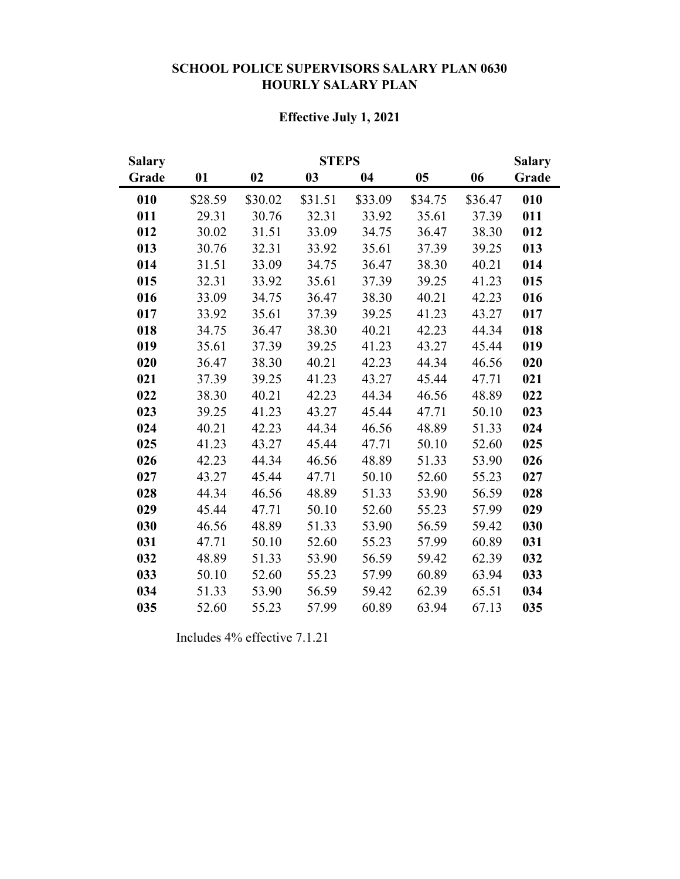# SCHOOL POLICE SUPERVISORS SALARY PLAN 0630
## HOURLY SALARY PLAN

### Effective July 1, 2021

| Salary Grade | STEPS 01 | 02 | 03 | 04 | 05 | 06 | Salary Grade |
|---|---|---|---|---|---|---|---|
| **010** | $28.59 | $30.02 | $31.51 | $33.09 | $34.75 | $36.47 | **010** |
| **011** | 29.31 | 30.76 | 32.31 | 33.92 | 35.61 | 37.39 | **011** |
| **012** | 30.02 | 31.51 | 33.09 | 34.75 | 36.47 | 38.30 | **012** |
| **013** | 30.76 | 32.31 | 33.92 | 35.61 | 37.39 | 39.25 | **013** |
| **014** | 31.51 | 33.09 | 34.75 | 36.47 | 38.30 | 40.21 | **014** |
| **015** | 32.31 | 33.92 | 35.61 | 37.39 | 39.25 | 41.23 | **015** |
| **016** | 33.09 | 34.75 | 36.47 | 38.30 | 40.21 | 42.23 | **016** |
| **017** | 33.92 | 35.61 | 37.39 | 39.25 | 41.23 | 43.27 | **017** |
| **018** | 34.75 | 36.47 | 38.30 | 40.21 | 42.23 | 44.34 | **018** |
| **019** | 35.61 | 37.39 | 39.25 | 41.23 | 43.27 | 45.44 | **019** |
| **020** | 36.47 | 38.30 | 40.21 | 42.23 | 44.34 | 46.56 | **020** |
| **021** | 37.39 | 39.25 | 41.23 | 43.27 | 45.44 | 47.71 | **021** |
| **022** | 38.30 | 40.21 | 42.23 | 44.34 | 46.56 | 48.89 | **022** |
| **023** | 39.25 | 41.23 | 43.27 | 45.44 | 47.71 | 50.10 | **023** |
| **024** | 40.21 | 42.23 | 44.34 | 46.56 | 48.89 | 51.33 | **024** |
| **025** | 41.23 | 43.27 | 45.44 | 47.71 | 50.10 | 52.60 | **025** |
| **026** | 42.23 | 44.34 | 46.56 | 48.89 | 51.33 | 53.90 | **026** |
| **027** | 43.27 | 45.44 | 47.71 | 50.10 | 52.60 | 55.23 | **027** |
| **028** | 44.34 | 46.56 | 48.89 | 51.33 | 53.90 | 56.59 | **028** |
| **029** | 45.44 | 47.71 | 50.10 | 52.60 | 55.23 | 57.99 | **029** |
| **030** | 46.56 | 48.89 | 51.33 | 53.90 | 56.59 | 59.42 | **030** |
| **031** | 47.71 | 50.10 | 52.60 | 55.23 | 57.99 | 60.89 | **031** |
| **032** | 48.89 | 51.33 | 53.90 | 56.59 | 59.42 | 62.39 | **032** |
| **033** | 50.10 | 52.60 | 55.23 | 57.99 | 60.89 | 63.94 | **033** |
| **034** | 51.33 | 53.90 | 56.59 | 59.42 | 62.39 | 65.51 | **034** |
| **035** | 52.60 | 55.23 | 57.99 | 60.89 | 63.94 | 67.13 | **035** |

Includes 4% effective 7.1.21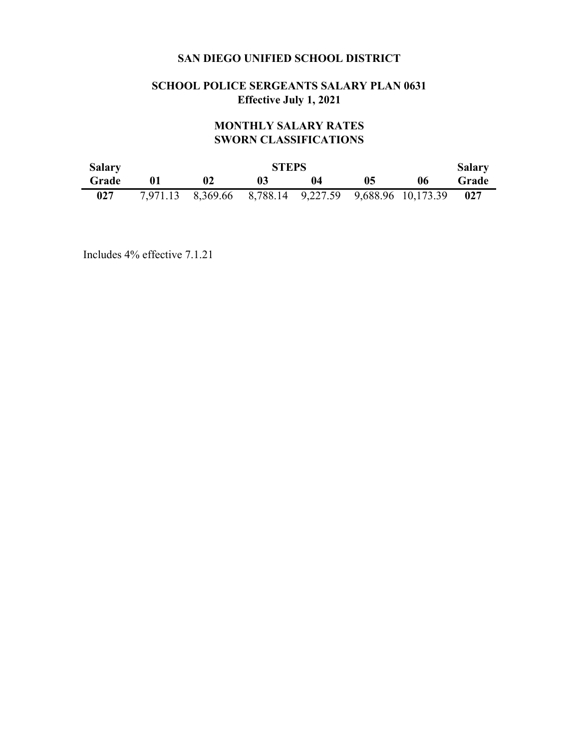# SAN DIEGO UNIFIED SCHOOL DISTRICT

## SCHOOL POLICE SERGEANTS SALARY PLAN 0631
**Effective July 1, 2021**

## MONTHLY SALARY RATES
## SWORN CLASSIFICATIONS

| Salary | STEPS | | | | | | Salary |
|---|---|---|---|---|---|---|---|
| **Grade** | **01** | **02** | **03** | **04** | **05** | **06** | **Grade** |
| **027** | 7,971.13 | 8,369.66 | 8,788.14 | 9,227.59 | 9,688.96 | 10,173.39 | **027** |

Includes 4% effective 7.1.21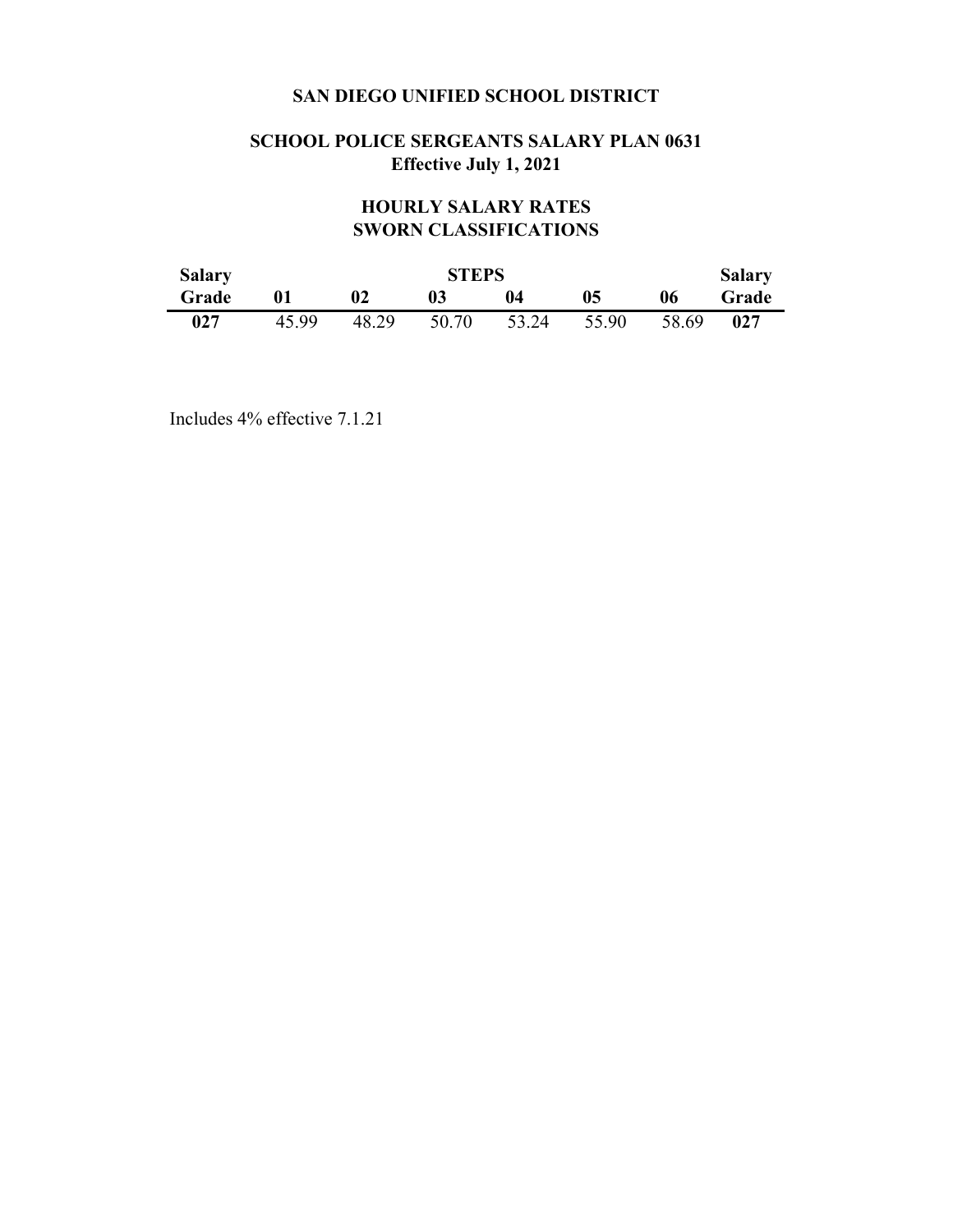**SAN DIEGO UNIFIED SCHOOL DISTRICT**

**SCHOOL POLICE SERGEANTS SALARY PLAN 0631**
**Effective July 1, 2021**

**HOURLY SALARY RATES**
**SWORN CLASSIFICATIONS**

| Salary Grade | STEPS 01 | 02 | 03 | 04 | 05 | 06 | Salary Grade |
|---|---|---|---|---|---|---|---|
| **027** | 45.99 | 48.29 | 50.70 | 53.24 | 55.90 | 58.69 | **027** |

Includes 4% effective 7.1.21